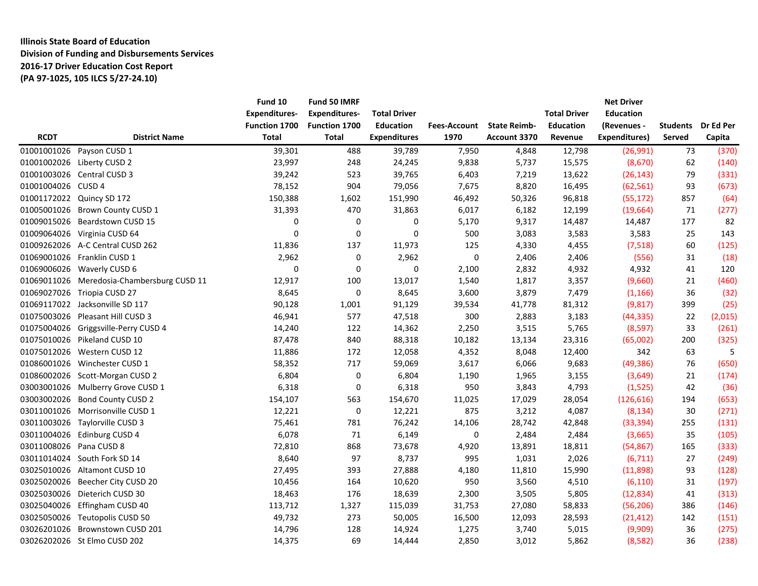**Illinois State Board of Education**
**Division of Funding and Disbursements Services**
**2016-17 Driver Education Cost Report**
**(PA 97-1025, 105 ILCS 5/27-24.10)**

| RCDT | District Name | Fund 10 Expenditures-Function 1700 Total | Fund 50 IMRF Expenditures-Function 1700 Total | Total Driver Education Expenditures | Fees-Account 1970 | State Reimb-Account 3370 | Total Driver Education Revenue | Net Driver Education (Revenues - Expenditures) | Students Served | Dr Ed Per Capita |
|---|---|---|---|---|---|---|---|---|---|---|
| 01001001026 | Payson CUSD 1 | 39,301 | 488 | 39,789 | 7,950 | 4,848 | 12,798 | (26,991) | 73 | (370) |
| 01001002026 | Liberty CUSD 2 | 23,997 | 248 | 24,245 | 9,838 | 5,737 | 15,575 | (8,670) | 62 | (140) |
| 01001003026 | Central CUSD 3 | 39,242 | 523 | 39,765 | 6,403 | 7,219 | 13,622 | (26,143) | 79 | (331) |
| 01001004026 | CUSD 4 | 78,152 | 904 | 79,056 | 7,675 | 8,820 | 16,495 | (62,561) | 93 | (673) |
| 01001172022 | Quincy SD 172 | 150,388 | 1,602 | 151,990 | 46,492 | 50,326 | 96,818 | (55,172) | 857 | (64) |
| 01005001026 | Brown County CUSD 1 | 31,393 | 470 | 31,863 | 6,017 | 6,182 | 12,199 | (19,664) | 71 | (277) |
| 01009015026 | Beardstown CUSD 15 | 0 | 0 | 0 | 5,170 | 9,317 | 14,487 | 14,487 | 177 | 82 |
| 01009064026 | Virginia CUSD 64 | 0 | 0 | 0 | 500 | 3,083 | 3,583 | 3,583 | 25 | 143 |
| 01009262026 | A-C Central CUSD 262 | 11,836 | 137 | 11,973 | 125 | 4,330 | 4,455 | (7,518) | 60 | (125) |
| 01069001026 | Franklin CUSD 1 | 2,962 | 0 | 2,962 | 0 | 2,406 | 2,406 | (556) | 31 | (18) |
| 01069006026 | Waverly CUSD 6 | 0 | 0 | 0 | 2,100 | 2,832 | 4,932 | 4,932 | 41 | 120 |
| 01069011026 | Meredosia-Chambersburg CUSD 11 | 12,917 | 100 | 13,017 | 1,540 | 1,817 | 3,357 | (9,660) | 21 | (460) |
| 01069027026 | Triopia CUSD 27 | 8,645 | 0 | 8,645 | 3,600 | 3,879 | 7,479 | (1,166) | 36 | (32) |
| 01069117022 | Jacksonville SD 117 | 90,128 | 1,001 | 91,129 | 39,534 | 41,778 | 81,312 | (9,817) | 399 | (25) |
| 01075003026 | Pleasant Hill CUSD 3 | 46,941 | 577 | 47,518 | 300 | 2,883 | 3,183 | (44,335) | 22 | (2,015) |
| 01075004026 | Griggsville-Perry CUSD 4 | 14,240 | 122 | 14,362 | 2,250 | 3,515 | 5,765 | (8,597) | 33 | (261) |
| 01075010026 | Pikeland CUSD 10 | 87,478 | 840 | 88,318 | 10,182 | 13,134 | 23,316 | (65,002) | 200 | (325) |
| 01075012026 | Western CUSD 12 | 11,886 | 172 | 12,058 | 4,352 | 8,048 | 12,400 | 342 | 63 | 5 |
| 01086001026 | Winchester CUSD 1 | 58,352 | 717 | 59,069 | 3,617 | 6,066 | 9,683 | (49,386) | 76 | (650) |
| 01086002026 | Scott-Morgan CUSD 2 | 6,804 | 0 | 6,804 | 1,190 | 1,965 | 3,155 | (3,649) | 21 | (174) |
| 03003001026 | Mulberry Grove CUSD 1 | 6,318 | 0 | 6,318 | 950 | 3,843 | 4,793 | (1,525) | 42 | (36) |
| 03003002026 | Bond County CUSD 2 | 154,107 | 563 | 154,670 | 11,025 | 17,029 | 28,054 | (126,616) | 194 | (653) |
| 03011001026 | Morrisonville CUSD 1 | 12,221 | 0 | 12,221 | 875 | 3,212 | 4,087 | (8,134) | 30 | (271) |
| 03011003026 | Taylorville CUSD 3 | 75,461 | 781 | 76,242 | 14,106 | 28,742 | 42,848 | (33,394) | 255 | (131) |
| 03011004026 | Edinburg CUSD 4 | 6,078 | 71 | 6,149 | 0 | 2,484 | 2,484 | (3,665) | 35 | (105) |
| 03011008026 | Pana CUSD 8 | 72,810 | 868 | 73,678 | 4,920 | 13,891 | 18,811 | (54,867) | 165 | (333) |
| 03011014024 | South Fork SD 14 | 8,640 | 97 | 8,737 | 995 | 1,031 | 2,026 | (6,711) | 27 | (249) |
| 03025010026 | Altamont CUSD 10 | 27,495 | 393 | 27,888 | 4,180 | 11,810 | 15,990 | (11,898) | 93 | (128) |
| 03025020026 | Beecher City CUSD 20 | 10,456 | 164 | 10,620 | 950 | 3,560 | 4,510 | (6,110) | 31 | (197) |
| 03025030026 | Dieterich CUSD 30 | 18,463 | 176 | 18,639 | 2,300 | 3,505 | 5,805 | (12,834) | 41 | (313) |
| 03025040026 | Effingham CUSD 40 | 113,712 | 1,327 | 115,039 | 31,753 | 27,080 | 58,833 | (56,206) | 386 | (146) |
| 03025050026 | Teutopolis CUSD 50 | 49,732 | 273 | 50,005 | 16,500 | 12,093 | 28,593 | (21,412) | 142 | (151) |
| 03026201026 | Brownstown CUSD 201 | 14,796 | 128 | 14,924 | 1,275 | 3,740 | 5,015 | (9,909) | 36 | (275) |
| 03026202026 | St Elmo CUSD 202 | 14,375 | 69 | 14,444 | 2,850 | 3,012 | 5,862 | (8,582) | 36 | (238) |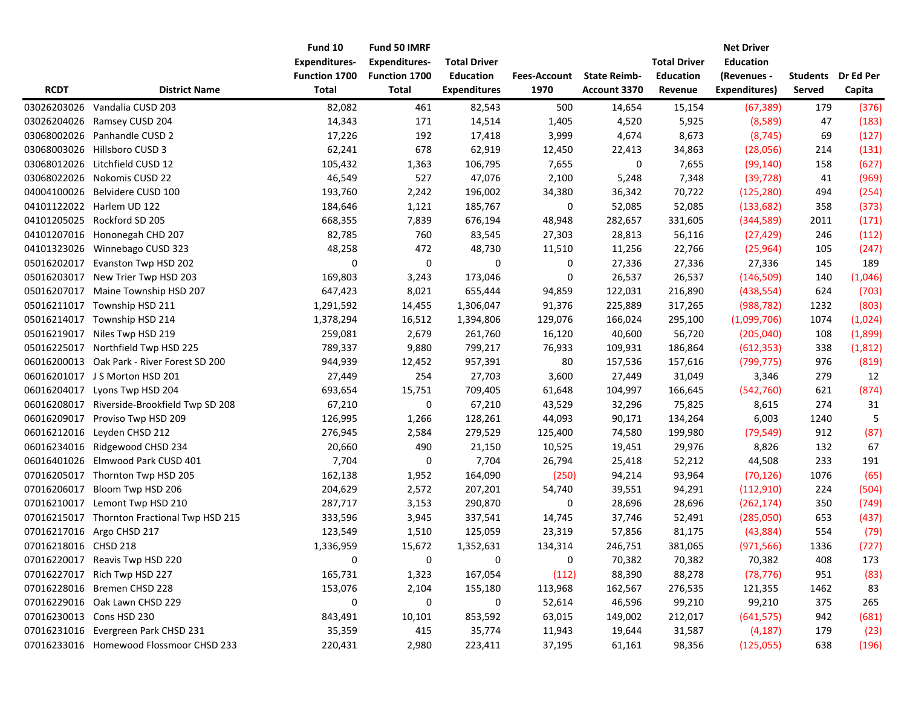| RCDT | District Name | Fund 10 Expenditures-Function 1700 Total | Fund 50 IMRF Expenditures-Function 1700 Total | Total Driver Education Expenditures | Fees-Account 1970 | State Reimb-Account 3370 | Total Driver Education Revenue | Net Driver Education (Revenues - Expenditures) | Students Served | Dr Ed Per Capita |
|---|---|---|---|---|---|---|---|---|---|---|
| 03026203026 | Vandalia CUSD 203 | 82,082 | 461 | 82,543 | 500 | 14,654 | 15,154 | (67,389) | 179 | (376) |
| 03026204026 | Ramsey CUSD 204 | 14,343 | 171 | 14,514 | 1,405 | 4,520 | 5,925 | (8,589) | 47 | (183) |
| 03068002026 | Panhandle CUSD 2 | 17,226 | 192 | 17,418 | 3,999 | 4,674 | 8,673 | (8,745) | 69 | (127) |
| 03068003026 | Hillsboro CUSD 3 | 62,241 | 678 | 62,919 | 12,450 | 22,413 | 34,863 | (28,056) | 214 | (131) |
| 03068012026 | Litchfield CUSD 12 | 105,432 | 1,363 | 106,795 | 7,655 | 0 | 7,655 | (99,140) | 158 | (627) |
| 03068022026 | Nokomis CUSD 22 | 46,549 | 527 | 47,076 | 2,100 | 5,248 | 7,348 | (39,728) | 41 | (969) |
| 04004100026 | Belvidere CUSD 100 | 193,760 | 2,242 | 196,002 | 34,380 | 36,342 | 70,722 | (125,280) | 494 | (254) |
| 04101122022 | Harlem UD 122 | 184,646 | 1,121 | 185,767 | 0 | 52,085 | 52,085 | (133,682) | 358 | (373) |
| 04101205025 | Rockford SD 205 | 668,355 | 7,839 | 676,194 | 48,948 | 282,657 | 331,605 | (344,589) | 2011 | (171) |
| 04101207016 | Hononegah CHD 207 | 82,785 | 760 | 83,545 | 27,303 | 28,813 | 56,116 | (27,429) | 246 | (112) |
| 04101323026 | Winnebago CUSD 323 | 48,258 | 472 | 48,730 | 11,510 | 11,256 | 22,766 | (25,964) | 105 | (247) |
| 05016202017 | Evanston Twp HSD 202 | 0 | 0 | 0 | 0 | 27,336 | 27,336 | 27,336 | 145 | 189 |
| 05016203017 | New Trier Twp HSD 203 | 169,803 | 3,243 | 173,046 | 0 | 26,537 | 26,537 | (146,509) | 140 | (1,046) |
| 05016207017 | Maine Township HSD 207 | 647,423 | 8,021 | 655,444 | 94,859 | 122,031 | 216,890 | (438,554) | 624 | (703) |
| 05016211017 | Township HSD 211 | 1,291,592 | 14,455 | 1,306,047 | 91,376 | 225,889 | 317,265 | (988,782) | 1232 | (803) |
| 05016214017 | Township HSD 214 | 1,378,294 | 16,512 | 1,394,806 | 129,076 | 166,024 | 295,100 | (1,099,706) | 1074 | (1,024) |
| 05016219017 | Niles Twp HSD 219 | 259,081 | 2,679 | 261,760 | 16,120 | 40,600 | 56,720 | (205,040) | 108 | (1,899) |
| 05016225017 | Northfield Twp HSD 225 | 789,337 | 9,880 | 799,217 | 76,933 | 109,931 | 186,864 | (612,353) | 338 | (1,812) |
| 06016200013 | Oak Park - River Forest SD 200 | 944,939 | 12,452 | 957,391 | 80 | 157,536 | 157,616 | (799,775) | 976 | (819) |
| 06016201017 | J S Morton HSD 201 | 27,449 | 254 | 27,703 | 3,600 | 27,449 | 31,049 | 3,346 | 279 | 12 |
| 06016204017 | Lyons Twp HSD 204 | 693,654 | 15,751 | 709,405 | 61,648 | 104,997 | 166,645 | (542,760) | 621 | (874) |
| 06016208017 | Riverside-Brookfield Twp SD 208 | 67,210 | 0 | 67,210 | 43,529 | 32,296 | 75,825 | 8,615 | 274 | 31 |
| 06016209017 | Proviso Twp HSD 209 | 126,995 | 1,266 | 128,261 | 44,093 | 90,171 | 134,264 | 6,003 | 1240 | 5 |
| 06016212016 | Leyden CHSD 212 | 276,945 | 2,584 | 279,529 | 125,400 | 74,580 | 199,980 | (79,549) | 912 | (87) |
| 06016234016 | Ridgewood CHSD 234 | 20,660 | 490 | 21,150 | 10,525 | 19,451 | 29,976 | 8,826 | 132 | 67 |
| 06016401026 | Elmwood Park CUSD 401 | 7,704 | 0 | 7,704 | 26,794 | 25,418 | 52,212 | 44,508 | 233 | 191 |
| 07016205017 | Thornton Twp HSD 205 | 162,138 | 1,952 | 164,090 | (250) | 94,214 | 93,964 | (70,126) | 1076 | (65) |
| 07016206017 | Bloom Twp HSD 206 | 204,629 | 2,572 | 207,201 | 54,740 | 39,551 | 94,291 | (112,910) | 224 | (504) |
| 07016210017 | Lemont Twp HSD 210 | 287,717 | 3,153 | 290,870 | 0 | 28,696 | 28,696 | (262,174) | 350 | (749) |
| 07016215017 | Thornton Fractional Twp HSD 215 | 333,596 | 3,945 | 337,541 | 14,745 | 37,746 | 52,491 | (285,050) | 653 | (437) |
| 07016217016 | Argo CHSD 217 | 123,549 | 1,510 | 125,059 | 23,319 | 57,856 | 81,175 | (43,884) | 554 | (79) |
| 07016218016 | CHSD 218 | 1,336,959 | 15,672 | 1,352,631 | 134,314 | 246,751 | 381,065 | (971,566) | 1336 | (727) |
| 07016220017 | Reavis Twp HSD 220 | 0 | 0 | 0 | 0 | 70,382 | 70,382 | 70,382 | 408 | 173 |
| 07016227017 | Rich Twp HSD 227 | 165,731 | 1,323 | 167,054 | (112) | 88,390 | 88,278 | (78,776) | 951 | (83) |
| 07016228016 | Bremen CHSD 228 | 153,076 | 2,104 | 155,180 | 113,968 | 162,567 | 276,535 | 121,355 | 1462 | 83 |
| 07016229016 | Oak Lawn CHSD 229 | 0 | 0 | 0 | 52,614 | 46,596 | 99,210 | 99,210 | 375 | 265 |
| 07016230013 | Cons HSD 230 | 843,491 | 10,101 | 853,592 | 63,015 | 149,002 | 212,017 | (641,575) | 942 | (681) |
| 07016231016 | Evergreen Park CHSD 231 | 35,359 | 415 | 35,774 | 11,943 | 19,644 | 31,587 | (4,187) | 179 | (23) |
| 07016233016 | Homewood Flossmoor CHSD 233 | 220,431 | 2,980 | 223,411 | 37,195 | 61,161 | 98,356 | (125,055) | 638 | (196) |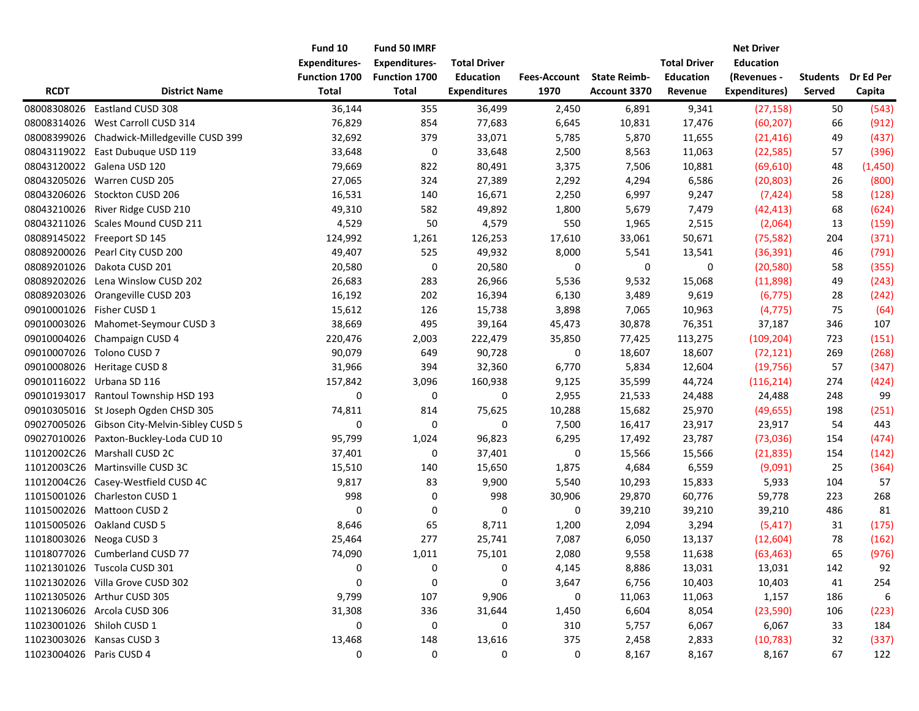| RCDT | District Name | Fund 10 Expenditures- Function 1700 Total | Fund 50 IMRF Expenditures- Function 1700 Total | Total Driver Education Expenditures | Fees-Account 1970 | State Reimb- Account 3370 | Total Driver Education Revenue | Net Driver Education (Revenues - Expenditures) | Students Served | Dr Ed Per Capita |
|---|---|---|---|---|---|---|---|---|---|---|
| 08008308026 | Eastland CUSD 308 | 36,144 | 355 | 36,499 | 2,450 | 6,891 | 9,341 | (27,158) | 50 | (543) |
| 08008314026 | West Carroll CUSD 314 | 76,829 | 854 | 77,683 | 6,645 | 10,831 | 17,476 | (60,207) | 66 | (912) |
| 08008399026 | Chadwick-Milledgeville CUSD 399 | 32,692 | 379 | 33,071 | 5,785 | 5,870 | 11,655 | (21,416) | 49 | (437) |
| 08043119022 | East Dubuque USD 119 | 33,648 | 0 | 33,648 | 2,500 | 8,563 | 11,063 | (22,585) | 57 | (396) |
| 08043120022 | Galena USD 120 | 79,669 | 822 | 80,491 | 3,375 | 7,506 | 10,881 | (69,610) | 48 | (1,450) |
| 08043205026 | Warren CUSD 205 | 27,065 | 324 | 27,389 | 2,292 | 4,294 | 6,586 | (20,803) | 26 | (800) |
| 08043206026 | Stockton CUSD 206 | 16,531 | 140 | 16,671 | 2,250 | 6,997 | 9,247 | (7,424) | 58 | (128) |
| 08043210026 | River Ridge CUSD 210 | 49,310 | 582 | 49,892 | 1,800 | 5,679 | 7,479 | (42,413) | 68 | (624) |
| 08043211026 | Scales Mound CUSD 211 | 4,529 | 50 | 4,579 | 550 | 1,965 | 2,515 | (2,064) | 13 | (159) |
| 08089145022 | Freeport SD 145 | 124,992 | 1,261 | 126,253 | 17,610 | 33,061 | 50,671 | (75,582) | 204 | (371) |
| 08089200026 | Pearl City CUSD 200 | 49,407 | 525 | 49,932 | 8,000 | 5,541 | 13,541 | (36,391) | 46 | (791) |
| 08089201026 | Dakota CUSD 201 | 20,580 | 0 | 20,580 | 0 | 0 | 0 | (20,580) | 58 | (355) |
| 08089202026 | Lena Winslow CUSD 202 | 26,683 | 283 | 26,966 | 5,536 | 9,532 | 15,068 | (11,898) | 49 | (243) |
| 08089203026 | Orangeville CUSD 203 | 16,192 | 202 | 16,394 | 6,130 | 3,489 | 9,619 | (6,775) | 28 | (242) |
| 09010001026 | Fisher CUSD 1 | 15,612 | 126 | 15,738 | 3,898 | 7,065 | 10,963 | (4,775) | 75 | (64) |
| 09010003026 | Mahomet-Seymour CUSD 3 | 38,669 | 495 | 39,164 | 45,473 | 30,878 | 76,351 | 37,187 | 346 | 107 |
| 09010004026 | Champaign CUSD 4 | 220,476 | 2,003 | 222,479 | 35,850 | 77,425 | 113,275 | (109,204) | 723 | (151) |
| 09010007026 | Tolono CUSD 7 | 90,079 | 649 | 90,728 | 0 | 18,607 | 18,607 | (72,121) | 269 | (268) |
| 09010008026 | Heritage CUSD 8 | 31,966 | 394 | 32,360 | 6,770 | 5,834 | 12,604 | (19,756) | 57 | (347) |
| 09010116022 | Urbana SD 116 | 157,842 | 3,096 | 160,938 | 9,125 | 35,599 | 44,724 | (116,214) | 274 | (424) |
| 09010193017 | Rantoul Township HSD 193 | 0 | 0 | 0 | 2,955 | 21,533 | 24,488 | 24,488 | 248 | 99 |
| 09010305016 | St Joseph Ogden CHSD 305 | 74,811 | 814 | 75,625 | 10,288 | 15,682 | 25,970 | (49,655) | 198 | (251) |
| 09027005026 | Gibson City-Melvin-Sibley CUSD 5 | 0 | 0 | 0 | 7,500 | 16,417 | 23,917 | 23,917 | 54 | 443 |
| 09027010026 | Paxton-Buckley-Loda CUD 10 | 95,799 | 1,024 | 96,823 | 6,295 | 17,492 | 23,787 | (73,036) | 154 | (474) |
| 11012002C26 | Marshall CUSD 2C | 37,401 | 0 | 37,401 | 0 | 15,566 | 15,566 | (21,835) | 154 | (142) |
| 11012003C26 | Martinsville CUSD 3C | 15,510 | 140 | 15,650 | 1,875 | 4,684 | 6,559 | (9,091) | 25 | (364) |
| 11012004C26 | Casey-Westfield CUSD 4C | 9,817 | 83 | 9,900 | 5,540 | 10,293 | 15,833 | 5,933 | 104 | 57 |
| 11015001026 | Charleston CUSD 1 | 998 | 0 | 998 | 30,906 | 29,870 | 60,776 | 59,778 | 223 | 268 |
| 11015002026 | Mattoon CUSD 2 | 0 | 0 | 0 | 0 | 39,210 | 39,210 | 39,210 | 486 | 81 |
| 11015005026 | Oakland CUSD 5 | 8,646 | 65 | 8,711 | 1,200 | 2,094 | 3,294 | (5,417) | 31 | (175) |
| 11018003026 | Neoga CUSD 3 | 25,464 | 277 | 25,741 | 7,087 | 6,050 | 13,137 | (12,604) | 78 | (162) |
| 11018077026 | Cumberland CUSD 77 | 74,090 | 1,011 | 75,101 | 2,080 | 9,558 | 11,638 | (63,463) | 65 | (976) |
| 11021301026 | Tuscola CUSD 301 | 0 | 0 | 0 | 4,145 | 8,886 | 13,031 | 13,031 | 142 | 92 |
| 11021302026 | Villa Grove CUSD 302 | 0 | 0 | 0 | 3,647 | 6,756 | 10,403 | 10,403 | 41 | 254 |
| 11021305026 | Arthur CUSD 305 | 9,799 | 107 | 9,906 | 0 | 11,063 | 11,063 | 1,157 | 186 | 6 |
| 11021306026 | Arcola CUSD 306 | 31,308 | 336 | 31,644 | 1,450 | 6,604 | 8,054 | (23,590) | 106 | (223) |
| 11023001026 | Shiloh CUSD 1 | 0 | 0 | 0 | 310 | 5,757 | 6,067 | 6,067 | 33 | 184 |
| 11023003026 | Kansas CUSD 3 | 13,468 | 148 | 13,616 | 375 | 2,458 | 2,833 | (10,783) | 32 | (337) |
| 11023004026 | Paris CUSD 4 | 0 | 0 | 0 | 0 | 8,167 | 8,167 | 8,167 | 67 | 122 |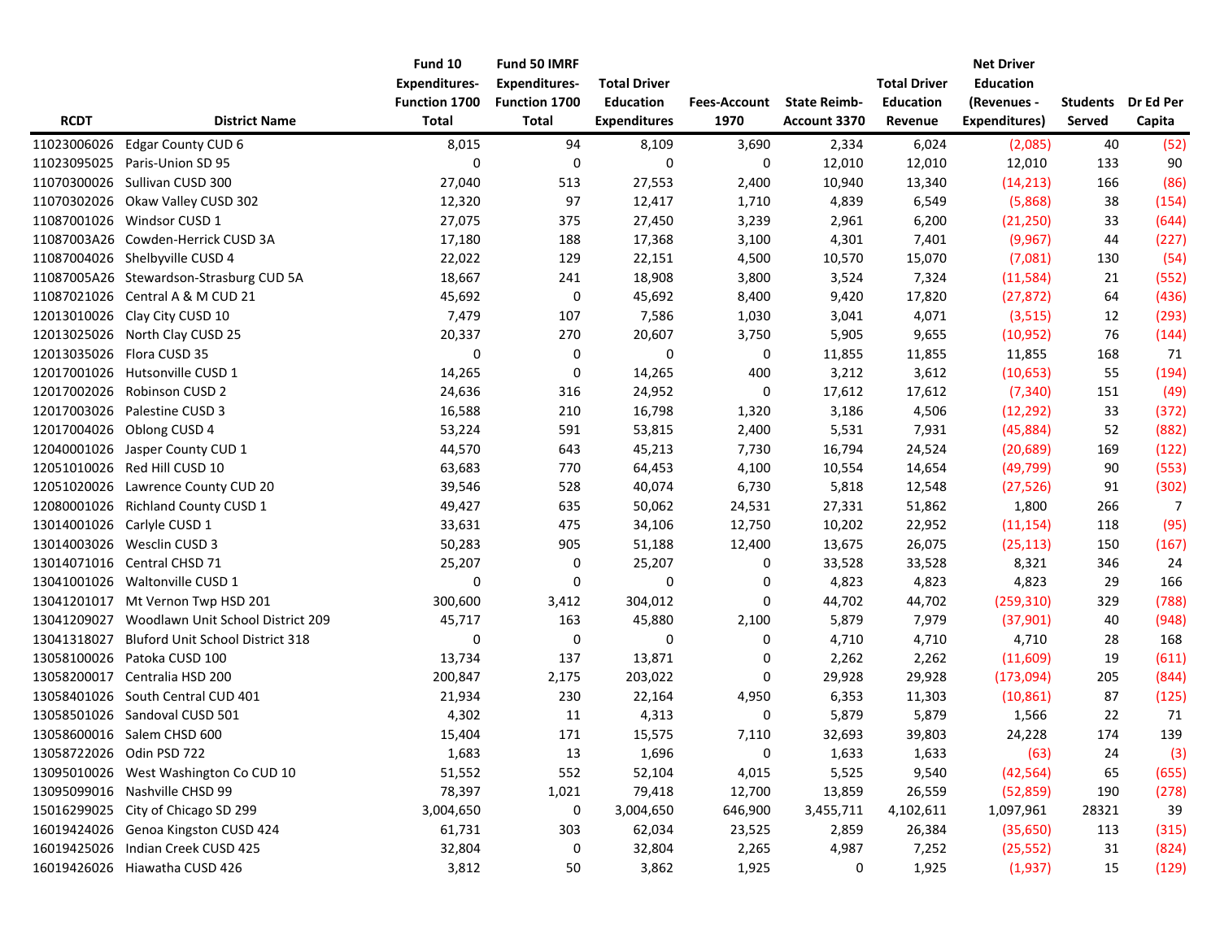| RCDT | District Name | Fund 10 Expenditures-Function 1700 Total | Fund 50 IMRF Expenditures-Function 1700 Total | Total Driver Education Expenditures | Fees-Account 1970 | State Reimb-Account 3370 | Total Driver Education Revenue | Net Driver Education (Revenues - Expenditures) | Students Served | Dr Ed Per Capita |
|---|---|---|---|---|---|---|---|---|---|---|
| 11023006026 | Edgar County CUD 6 | 8,015 | 94 | 8,109 | 3,690 | 2,334 | 6,024 | (2,085) | 40 | (52) |
| 11023095025 | Paris-Union SD 95 | 0 | 0 | 0 | 0 | 12,010 | 12,010 | 12,010 | 133 | 90 |
| 11070300026 | Sullivan CUSD 300 | 27,040 | 513 | 27,553 | 2,400 | 10,940 | 13,340 | (14,213) | 166 | (86) |
| 11070302026 | Okaw Valley CUSD 302 | 12,320 | 97 | 12,417 | 1,710 | 4,839 | 6,549 | (5,868) | 38 | (154) |
| 11087001026 | Windsor CUSD 1 | 27,075 | 375 | 27,450 | 3,239 | 2,961 | 6,200 | (21,250) | 33 | (644) |
| 11087003A26 | Cowden-Herrick CUSD 3A | 17,180 | 188 | 17,368 | 3,100 | 4,301 | 7,401 | (9,967) | 44 | (227) |
| 11087004026 | Shelbyville CUSD 4 | 22,022 | 129 | 22,151 | 4,500 | 10,570 | 15,070 | (7,081) | 130 | (54) |
| 11087005A26 | Stewardson-Strasburg CUD 5A | 18,667 | 241 | 18,908 | 3,800 | 3,524 | 7,324 | (11,584) | 21 | (552) |
| 11087021026 | Central A & M CUD 21 | 45,692 | 0 | 45,692 | 8,400 | 9,420 | 17,820 | (27,872) | 64 | (436) |
| 12013010026 | Clay City CUSD 10 | 7,479 | 107 | 7,586 | 1,030 | 3,041 | 4,071 | (3,515) | 12 | (293) |
| 12013025026 | North Clay CUSD 25 | 20,337 | 270 | 20,607 | 3,750 | 5,905 | 9,655 | (10,952) | 76 | (144) |
| 12013035026 | Flora CUSD 35 | 0 | 0 | 0 | 0 | 11,855 | 11,855 | 11,855 | 168 | 71 |
| 12017001026 | Hutsonville CUSD 1 | 14,265 | 0 | 14,265 | 400 | 3,212 | 3,612 | (10,653) | 55 | (194) |
| 12017002026 | Robinson CUSD 2 | 24,636 | 316 | 24,952 | 0 | 17,612 | 17,612 | (7,340) | 151 | (49) |
| 12017003026 | Palestine CUSD 3 | 16,588 | 210 | 16,798 | 1,320 | 3,186 | 4,506 | (12,292) | 33 | (372) |
| 12017004026 | Oblong CUSD 4 | 53,224 | 591 | 53,815 | 2,400 | 5,531 | 7,931 | (45,884) | 52 | (882) |
| 12040001026 | Jasper County CUD 1 | 44,570 | 643 | 45,213 | 7,730 | 16,794 | 24,524 | (20,689) | 169 | (122) |
| 12051010026 | Red Hill CUSD 10 | 63,683 | 770 | 64,453 | 4,100 | 10,554 | 14,654 | (49,799) | 90 | (553) |
| 12051020026 | Lawrence County CUD 20 | 39,546 | 528 | 40,074 | 6,730 | 5,818 | 12,548 | (27,526) | 91 | (302) |
| 12080001026 | Richland County CUSD 1 | 49,427 | 635 | 50,062 | 24,531 | 27,331 | 51,862 | 1,800 | 266 | 7 |
| 13014001026 | Carlyle CUSD 1 | 33,631 | 475 | 34,106 | 12,750 | 10,202 | 22,952 | (11,154) | 118 | (95) |
| 13014003026 | Wesclin CUSD 3 | 50,283 | 905 | 51,188 | 12,400 | 13,675 | 26,075 | (25,113) | 150 | (167) |
| 13014071016 | Central CHSD 71 | 25,207 | 0 | 25,207 | 0 | 33,528 | 33,528 | 8,321 | 346 | 24 |
| 13041001026 | Waltonville CUSD 1 | 0 | 0 | 0 | 0 | 4,823 | 4,823 | 4,823 | 29 | 166 |
| 13041201017 | Mt Vernon Twp HSD 201 | 300,600 | 3,412 | 304,012 | 0 | 44,702 | 44,702 | (259,310) | 329 | (788) |
| 13041209027 | Woodlawn Unit School District 209 | 45,717 | 163 | 45,880 | 2,100 | 5,879 | 7,979 | (37,901) | 40 | (948) |
| 13041318027 | Bluford Unit School District 318 | 0 | 0 | 0 | 0 | 4,710 | 4,710 | 4,710 | 28 | 168 |
| 13058100026 | Patoka CUSD 100 | 13,734 | 137 | 13,871 | 0 | 2,262 | 2,262 | (11,609) | 19 | (611) |
| 13058200017 | Centralia HSD 200 | 200,847 | 2,175 | 203,022 | 0 | 29,928 | 29,928 | (173,094) | 205 | (844) |
| 13058401026 | South Central CUD 401 | 21,934 | 230 | 22,164 | 4,950 | 6,353 | 11,303 | (10,861) | 87 | (125) |
| 13058501026 | Sandoval CUSD 501 | 4,302 | 11 | 4,313 | 0 | 5,879 | 5,879 | 1,566 | 22 | 71 |
| 13058600016 | Salem CHSD 600 | 15,404 | 171 | 15,575 | 7,110 | 32,693 | 39,803 | 24,228 | 174 | 139 |
| 13058722026 | Odin PSD 722 | 1,683 | 13 | 1,696 | 0 | 1,633 | 1,633 | (63) | 24 | (3) |
| 13095010026 | West Washington Co CUD 10 | 51,552 | 552 | 52,104 | 4,015 | 5,525 | 9,540 | (42,564) | 65 | (655) |
| 13095099016 | Nashville CHSD 99 | 78,397 | 1,021 | 79,418 | 12,700 | 13,859 | 26,559 | (52,859) | 190 | (278) |
| 15016299025 | City of Chicago SD 299 | 3,004,650 | 0 | 3,004,650 | 646,900 | 3,455,711 | 4,102,611 | 1,097,961 | 28321 | 39 |
| 16019424026 | Genoa Kingston CUSD 424 | 61,731 | 303 | 62,034 | 23,525 | 2,859 | 26,384 | (35,650) | 113 | (315) |
| 16019425026 | Indian Creek CUSD 425 | 32,804 | 0 | 32,804 | 2,265 | 4,987 | 7,252 | (25,552) | 31 | (824) |
| 16019426026 | Hiawatha CUSD 426 | 3,812 | 50 | 3,862 | 1,925 | 0 | 1,925 | (1,937) | 15 | (129) |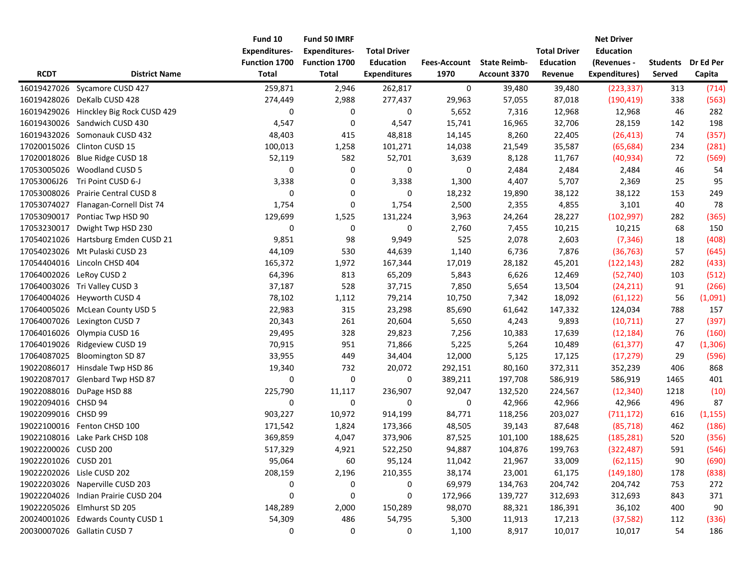| RCDT | District Name | Fund 10 Expenditures- Function 1700 Total | Fund 50 IMRF Expenditures- Function 1700 Total | Total Driver Education Expenditures | Fees-Account 1970 | State Reimb- Account 3370 | Total Driver Education Revenue | Net Driver Education (Revenues - Expenditures) | Students Served | Dr Ed Per Capita |
|---|---|---|---|---|---|---|---|---|---|---|
| 16019427026 | Sycamore CUSD 427 | 259,871 | 2,946 | 262,817 | 0 | 39,480 | 39,480 | (223,337) | 313 | (714) |
| 16019428026 | DeKalb CUSD 428 | 274,449 | 2,988 | 277,437 | 29,963 | 57,055 | 87,018 | (190,419) | 338 | (563) |
| 16019429026 | Hinckley Big Rock CUSD 429 | 0 | 0 | 0 | 5,652 | 7,316 | 12,968 | 12,968 | 46 | 282 |
| 16019430026 | Sandwich CUSD 430 | 4,547 | 0 | 4,547 | 15,741 | 16,965 | 32,706 | 28,159 | 142 | 198 |
| 16019432026 | Somonauk CUSD 432 | 48,403 | 415 | 48,818 | 14,145 | 8,260 | 22,405 | (26,413) | 74 | (357) |
| 17020015026 | Clinton CUSD 15 | 100,013 | 1,258 | 101,271 | 14,038 | 21,549 | 35,587 | (65,684) | 234 | (281) |
| 17020018026 | Blue Ridge CUSD 18 | 52,119 | 582 | 52,701 | 3,639 | 8,128 | 11,767 | (40,934) | 72 | (569) |
| 17053005026 | Woodland CUSD 5 | 0 | 0 | 0 | 0 | 2,484 | 2,484 | 2,484 | 46 | 54 |
| 17053006J26 | Tri Point CUSD 6-J | 3,338 | 0 | 3,338 | 1,300 | 4,407 | 5,707 | 2,369 | 25 | 95 |
| 17053008026 | Prairie Central CUSD 8 | 0 | 0 | 0 | 18,232 | 19,890 | 38,122 | 38,122 | 153 | 249 |
| 17053074027 | Flanagan-Cornell Dist 74 | 1,754 | 0 | 1,754 | 2,500 | 2,355 | 4,855 | 3,101 | 40 | 78 |
| 17053090017 | Pontiac Twp HSD 90 | 129,699 | 1,525 | 131,224 | 3,963 | 24,264 | 28,227 | (102,997) | 282 | (365) |
| 17053230017 | Dwight Twp HSD 230 | 0 | 0 | 0 | 2,760 | 7,455 | 10,215 | 10,215 | 68 | 150 |
| 17054021026 | Hartsburg Emden CUSD 21 | 9,851 | 98 | 9,949 | 525 | 2,078 | 2,603 | (7,346) | 18 | (408) |
| 17054023026 | Mt Pulaski CUSD 23 | 44,109 | 530 | 44,639 | 1,140 | 6,736 | 7,876 | (36,763) | 57 | (645) |
| 17054404016 | Lincoln CHSD 404 | 165,372 | 1,972 | 167,344 | 17,019 | 28,182 | 45,201 | (122,143) | 282 | (433) |
| 17064002026 | LeRoy CUSD 2 | 64,396 | 813 | 65,209 | 5,843 | 6,626 | 12,469 | (52,740) | 103 | (512) |
| 17064003026 | Tri Valley CUSD 3 | 37,187 | 528 | 37,715 | 7,850 | 5,654 | 13,504 | (24,211) | 91 | (266) |
| 17064004026 | Heyworth CUSD 4 | 78,102 | 1,112 | 79,214 | 10,750 | 7,342 | 18,092 | (61,122) | 56 | (1,091) |
| 17064005026 | McLean County USD 5 | 22,983 | 315 | 23,298 | 85,690 | 61,642 | 147,332 | 124,034 | 788 | 157 |
| 17064007026 | Lexington CUSD 7 | 20,343 | 261 | 20,604 | 5,650 | 4,243 | 9,893 | (10,711) | 27 | (397) |
| 17064016026 | Olympia CUSD 16 | 29,495 | 328 | 29,823 | 7,256 | 10,383 | 17,639 | (12,184) | 76 | (160) |
| 17064019026 | Ridgeview CUSD 19 | 70,915 | 951 | 71,866 | 5,225 | 5,264 | 10,489 | (61,377) | 47 | (1,306) |
| 17064087025 | Bloomington SD 87 | 33,955 | 449 | 34,404 | 12,000 | 5,125 | 17,125 | (17,279) | 29 | (596) |
| 19022086017 | Hinsdale Twp HSD 86 | 19,340 | 732 | 20,072 | 292,151 | 80,160 | 372,311 | 352,239 | 406 | 868 |
| 19022087017 | Glenbard Twp HSD 87 | 0 | 0 | 0 | 389,211 | 197,708 | 586,919 | 586,919 | 1465 | 401 |
| 19022088016 | DuPage HSD 88 | 225,790 | 11,117 | 236,907 | 92,047 | 132,520 | 224,567 | (12,340) | 1218 | (10) |
| 19022094016 | CHSD 94 | 0 | 0 | 0 | 0 | 42,966 | 42,966 | 42,966 | 496 | 87 |
| 19022099016 | CHSD 99 | 903,227 | 10,972 | 914,199 | 84,771 | 118,256 | 203,027 | (711,172) | 616 | (1,155) |
| 19022100016 | Fenton CHSD 100 | 171,542 | 1,824 | 173,366 | 48,505 | 39,143 | 87,648 | (85,718) | 462 | (186) |
| 19022108016 | Lake Park CHSD 108 | 369,859 | 4,047 | 373,906 | 87,525 | 101,100 | 188,625 | (185,281) | 520 | (356) |
| 19022200026 | CUSD 200 | 517,329 | 4,921 | 522,250 | 94,887 | 104,876 | 199,763 | (322,487) | 591 | (546) |
| 19022201026 | CUSD 201 | 95,064 | 60 | 95,124 | 11,042 | 21,967 | 33,009 | (62,115) | 90 | (690) |
| 19022202026 | Lisle CUSD 202 | 208,159 | 2,196 | 210,355 | 38,174 | 23,001 | 61,175 | (149,180) | 178 | (838) |
| 19022203026 | Naperville CUSD 203 | 0 | 0 | 0 | 69,979 | 134,763 | 204,742 | 204,742 | 753 | 272 |
| 19022204026 | Indian Prairie CUSD 204 | 0 | 0 | 0 | 172,966 | 139,727 | 312,693 | 312,693 | 843 | 371 |
| 19022205026 | Elmhurst SD 205 | 148,289 | 2,000 | 150,289 | 98,070 | 88,321 | 186,391 | 36,102 | 400 | 90 |
| 20024001026 | Edwards County CUSD 1 | 54,309 | 486 | 54,795 | 5,300 | 11,913 | 17,213 | (37,582) | 112 | (336) |
| 20030007026 | Gallatin CUSD 7 | 0 | 0 | 0 | 1,100 | 8,917 | 10,017 | 10,017 | 54 | 186 |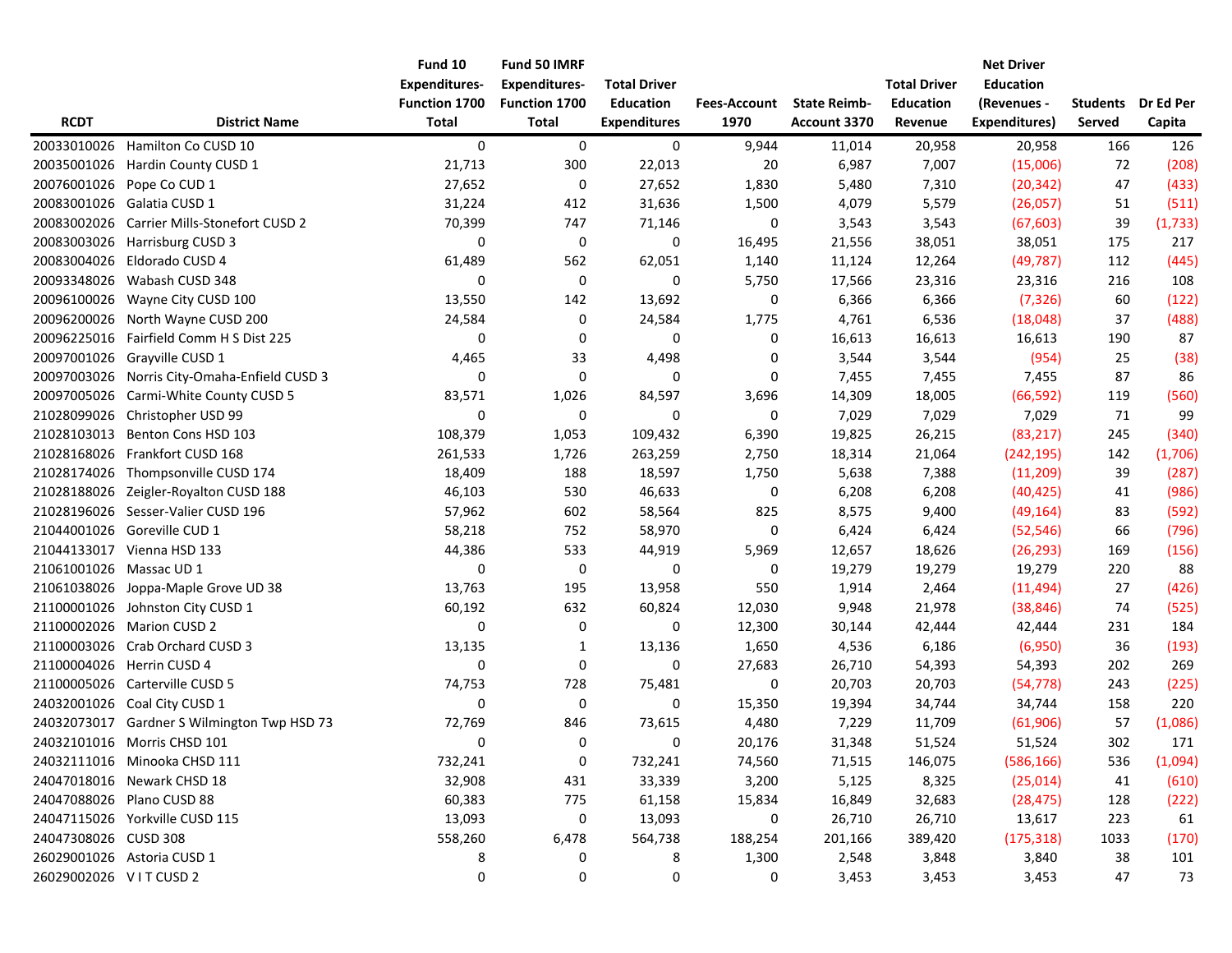| RCDT | District Name | Fund 10 Expenditures-Function 1700 Total | Fund 50 IMRF Expenditures-Function 1700 Total | Total Driver Education Expenditures | Fees-Account 1970 | State Reimb-Account 3370 | Total Driver Education Revenue | Net Driver Education (Revenues - Expenditures) | Students Served | Dr Ed Per Capita |
|---|---|---|---|---|---|---|---|---|---|---|
| 20033010026 | Hamilton Co CUSD 10 | 0 | 0 | 0 | 9,944 | 11,014 | 20,958 | 20,958 | 166 | 126 |
| 20035001026 | Hardin County CUSD 1 | 21,713 | 300 | 22,013 | 20 | 6,987 | 7,007 | (15,006) | 72 | (208) |
| 20076001026 | Pope Co CUD 1 | 27,652 | 0 | 27,652 | 1,830 | 5,480 | 7,310 | (20,342) | 47 | (433) |
| 20083001026 | Galatia CUSD 1 | 31,224 | 412 | 31,636 | 1,500 | 4,079 | 5,579 | (26,057) | 51 | (511) |
| 20083002026 | Carrier Mills-Stonefort CUSD 2 | 70,399 | 747 | 71,146 | 0 | 3,543 | 3,543 | (67,603) | 39 | (1,733) |
| 20083003026 | Harrisburg CUSD 3 | 0 | 0 | 0 | 16,495 | 21,556 | 38,051 | 38,051 | 175 | 217 |
| 20083004026 | Eldorado CUSD 4 | 61,489 | 562 | 62,051 | 1,140 | 11,124 | 12,264 | (49,787) | 112 | (445) |
| 20093348026 | Wabash CUSD 348 | 0 | 0 | 0 | 5,750 | 17,566 | 23,316 | 23,316 | 216 | 108 |
| 20096100026 | Wayne City CUSD 100 | 13,550 | 142 | 13,692 | 0 | 6,366 | 6,366 | (7,326) | 60 | (122) |
| 20096200026 | North Wayne CUSD 200 | 24,584 | 0 | 24,584 | 1,775 | 4,761 | 6,536 | (18,048) | 37 | (488) |
| 20096225016 | Fairfield Comm H S Dist 225 | 0 | 0 | 0 | 0 | 16,613 | 16,613 | 16,613 | 190 | 87 |
| 20097001026 | Grayville CUSD 1 | 4,465 | 33 | 4,498 | 0 | 3,544 | 3,544 | (954) | 25 | (38) |
| 20097003026 | Norris City-Omaha-Enfield CUSD 3 | 0 | 0 | 0 | 0 | 7,455 | 7,455 | 7,455 | 87 | 86 |
| 20097005026 | Carmi-White County CUSD 5 | 83,571 | 1,026 | 84,597 | 3,696 | 14,309 | 18,005 | (66,592) | 119 | (560) |
| 21028099026 | Christopher USD 99 | 0 | 0 | 0 | 0 | 7,029 | 7,029 | 7,029 | 71 | 99 |
| 21028103013 | Benton Cons HSD 103 | 108,379 | 1,053 | 109,432 | 6,390 | 19,825 | 26,215 | (83,217) | 245 | (340) |
| 21028168026 | Frankfort CUSD 168 | 261,533 | 1,726 | 263,259 | 2,750 | 18,314 | 21,064 | (242,195) | 142 | (1,706) |
| 21028174026 | Thompsonville CUSD 174 | 18,409 | 188 | 18,597 | 1,750 | 5,638 | 7,388 | (11,209) | 39 | (287) |
| 21028188026 | Zeigler-Royalton CUSD 188 | 46,103 | 530 | 46,633 | 0 | 6,208 | 6,208 | (40,425) | 41 | (986) |
| 21028196026 | Sesser-Valier CUSD 196 | 57,962 | 602 | 58,564 | 825 | 8,575 | 9,400 | (49,164) | 83 | (592) |
| 21044001026 | Goreville CUD 1 | 58,218 | 752 | 58,970 | 0 | 6,424 | 6,424 | (52,546) | 66 | (796) |
| 21044133017 | Vienna HSD 133 | 44,386 | 533 | 44,919 | 5,969 | 12,657 | 18,626 | (26,293) | 169 | (156) |
| 21061001026 | Massac UD 1 | 0 | 0 | 0 | 0 | 19,279 | 19,279 | 19,279 | 220 | 88 |
| 21061038026 | Joppa-Maple Grove UD 38 | 13,763 | 195 | 13,958 | 550 | 1,914 | 2,464 | (11,494) | 27 | (426) |
| 21100001026 | Johnston City CUSD 1 | 60,192 | 632 | 60,824 | 12,030 | 9,948 | 21,978 | (38,846) | 74 | (525) |
| 21100002026 | Marion CUSD 2 | 0 | 0 | 0 | 12,300 | 30,144 | 42,444 | 42,444 | 231 | 184 |
| 21100003026 | Crab Orchard CUSD 3 | 13,135 | 1 | 13,136 | 1,650 | 4,536 | 6,186 | (6,950) | 36 | (193) |
| 21100004026 | Herrin CUSD 4 | 0 | 0 | 0 | 27,683 | 26,710 | 54,393 | 54,393 | 202 | 269 |
| 21100005026 | Carterville CUSD 5 | 74,753 | 728 | 75,481 | 0 | 20,703 | 20,703 | (54,778) | 243 | (225) |
| 24032001026 | Coal City CUSD 1 | 0 | 0 | 0 | 15,350 | 19,394 | 34,744 | 34,744 | 158 | 220 |
| 24032073017 | Gardner S Wilmington Twp HSD 73 | 72,769 | 846 | 73,615 | 4,480 | 7,229 | 11,709 | (61,906) | 57 | (1,086) |
| 24032101016 | Morris CHSD 101 | 0 | 0 | 0 | 20,176 | 31,348 | 51,524 | 51,524 | 302 | 171 |
| 24032111016 | Minooka CHSD 111 | 732,241 | 0 | 732,241 | 74,560 | 71,515 | 146,075 | (586,166) | 536 | (1,094) |
| 24047018016 | Newark CHSD 18 | 32,908 | 431 | 33,339 | 3,200 | 5,125 | 8,325 | (25,014) | 41 | (610) |
| 24047088026 | Plano CUSD 88 | 60,383 | 775 | 61,158 | 15,834 | 16,849 | 32,683 | (28,475) | 128 | (222) |
| 24047115026 | Yorkville CUSD 115 | 13,093 | 0 | 13,093 | 0 | 26,710 | 26,710 | 13,617 | 223 | 61 |
| 24047308026 | CUSD 308 | 558,260 | 6,478 | 564,738 | 188,254 | 201,166 | 389,420 | (175,318) | 1033 | (170) |
| 26029001026 | Astoria CUSD 1 | 8 | 0 | 8 | 1,300 | 2,548 | 3,848 | 3,840 | 38 | 101 |
| 26029002026 | V I T CUSD 2 | 0 | 0 | 0 | 0 | 3,453 | 3,453 | 3,453 | 47 | 73 |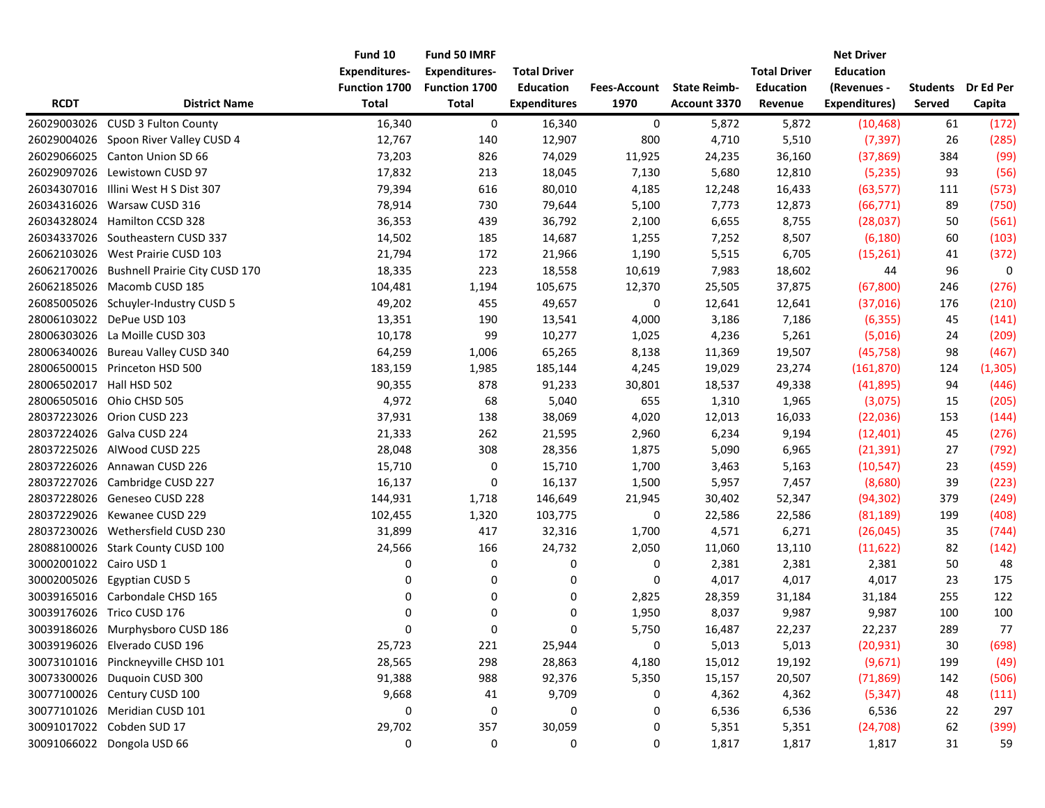| RCDT | District Name | Fund 10 Expenditures-Function 1700 Total | Fund 50 IMRF Expenditures-Function 1700 Total | Total Driver Education Expenditures | Fees-Account 1970 | State Reimb-Account 3370 | Total Driver Education Revenue | Net Driver Education (Revenues - Expenditures) | Students Served | Dr Ed Per Capita |
|---|---|---|---|---|---|---|---|---|---|---|
| 26029003026 | CUSD 3 Fulton County | 16,340 | 0 | 16,340 | 0 | 5,872 | 5,872 | (10,468) | 61 | (172) |
| 26029004026 | Spoon River Valley CUSD 4 | 12,767 | 140 | 12,907 | 800 | 4,710 | 5,510 | (7,397) | 26 | (285) |
| 26029066025 | Canton Union SD 66 | 73,203 | 826 | 74,029 | 11,925 | 24,235 | 36,160 | (37,869) | 384 | (99) |
| 26029097026 | Lewistown CUSD 97 | 17,832 | 213 | 18,045 | 7,130 | 5,680 | 12,810 | (5,235) | 93 | (56) |
| 26034307016 | Illini West H S Dist 307 | 79,394 | 616 | 80,010 | 4,185 | 12,248 | 16,433 | (63,577) | 111 | (573) |
| 26034316026 | Warsaw CUSD 316 | 78,914 | 730 | 79,644 | 5,100 | 7,773 | 12,873 | (66,771) | 89 | (750) |
| 26034328024 | Hamilton CCSD 328 | 36,353 | 439 | 36,792 | 2,100 | 6,655 | 8,755 | (28,037) | 50 | (561) |
| 26034337026 | Southeastern CUSD 337 | 14,502 | 185 | 14,687 | 1,255 | 7,252 | 8,507 | (6,180) | 60 | (103) |
| 26062103026 | West Prairie CUSD 103 | 21,794 | 172 | 21,966 | 1,190 | 5,515 | 6,705 | (15,261) | 41 | (372) |
| 26062170026 | Bushnell Prairie City CUSD 170 | 18,335 | 223 | 18,558 | 10,619 | 7,983 | 18,602 | 44 | 96 | 0 |
| 26062185026 | Macomb CUSD 185 | 104,481 | 1,194 | 105,675 | 12,370 | 25,505 | 37,875 | (67,800) | 246 | (276) |
| 26085005026 | Schuyler-Industry CUSD 5 | 49,202 | 455 | 49,657 | 0 | 12,641 | 12,641 | (37,016) | 176 | (210) |
| 28006103022 | DePue USD 103 | 13,351 | 190 | 13,541 | 4,000 | 3,186 | 7,186 | (6,355) | 45 | (141) |
| 28006303026 | La Moille CUSD 303 | 10,178 | 99 | 10,277 | 1,025 | 4,236 | 5,261 | (5,016) | 24 | (209) |
| 28006340026 | Bureau Valley CUSD 340 | 64,259 | 1,006 | 65,265 | 8,138 | 11,369 | 19,507 | (45,758) | 98 | (467) |
| 28006500015 | Princeton HSD 500 | 183,159 | 1,985 | 185,144 | 4,245 | 19,029 | 23,274 | (161,870) | 124 | (1,305) |
| 28006502017 | Hall HSD 502 | 90,355 | 878 | 91,233 | 30,801 | 18,537 | 49,338 | (41,895) | 94 | (446) |
| 28006505016 | Ohio CHSD 505 | 4,972 | 68 | 5,040 | 655 | 1,310 | 1,965 | (3,075) | 15 | (205) |
| 28037223026 | Orion CUSD 223 | 37,931 | 138 | 38,069 | 4,020 | 12,013 | 16,033 | (22,036) | 153 | (144) |
| 28037224026 | Galva CUSD 224 | 21,333 | 262 | 21,595 | 2,960 | 6,234 | 9,194 | (12,401) | 45 | (276) |
| 28037225026 | AlWood CUSD 225 | 28,048 | 308 | 28,356 | 1,875 | 5,090 | 6,965 | (21,391) | 27 | (792) |
| 28037226026 | Annawan CUSD 226 | 15,710 | 0 | 15,710 | 1,700 | 3,463 | 5,163 | (10,547) | 23 | (459) |
| 28037227026 | Cambridge CUSD 227 | 16,137 | 0 | 16,137 | 1,500 | 5,957 | 7,457 | (8,680) | 39 | (223) |
| 28037228026 | Geneseo CUSD 228 | 144,931 | 1,718 | 146,649 | 21,945 | 30,402 | 52,347 | (94,302) | 379 | (249) |
| 28037229026 | Kewanee CUSD 229 | 102,455 | 1,320 | 103,775 | 0 | 22,586 | 22,586 | (81,189) | 199 | (408) |
| 28037230026 | Wethersfield CUSD 230 | 31,899 | 417 | 32,316 | 1,700 | 4,571 | 6,271 | (26,045) | 35 | (744) |
| 28088100026 | Stark County CUSD 100 | 24,566 | 166 | 24,732 | 2,050 | 11,060 | 13,110 | (11,622) | 82 | (142) |
| 30002001022 | Cairo USD 1 | 0 | 0 | 0 | 0 | 2,381 | 2,381 | 2,381 | 50 | 48 |
| 30002005026 | Egyptian CUSD 5 | 0 | 0 | 0 | 0 | 4,017 | 4,017 | 4,017 | 23 | 175 |
| 30039165016 | Carbondale CHSD 165 | 0 | 0 | 0 | 2,825 | 28,359 | 31,184 | 31,184 | 255 | 122 |
| 30039176026 | Trico CUSD 176 | 0 | 0 | 0 | 1,950 | 8,037 | 9,987 | 9,987 | 100 | 100 |
| 30039186026 | Murphysboro CUSD 186 | 0 | 0 | 0 | 5,750 | 16,487 | 22,237 | 22,237 | 289 | 77 |
| 30039196026 | Elverado CUSD 196 | 25,723 | 221 | 25,944 | 0 | 5,013 | 5,013 | (20,931) | 30 | (698) |
| 30073101016 | Pinckneyville CHSD 101 | 28,565 | 298 | 28,863 | 4,180 | 15,012 | 19,192 | (9,671) | 199 | (49) |
| 30073300026 | Duquoin CUSD 300 | 91,388 | 988 | 92,376 | 5,350 | 15,157 | 20,507 | (71,869) | 142 | (506) |
| 30077100026 | Century CUSD 100 | 9,668 | 41 | 9,709 | 0 | 4,362 | 4,362 | (5,347) | 48 | (111) |
| 30077101026 | Meridian CUSD 101 | 0 | 0 | 0 | 0 | 6,536 | 6,536 | 6,536 | 22 | 297 |
| 30091017022 | Cobden SUD 17 | 29,702 | 357 | 30,059 | 0 | 5,351 | 5,351 | (24,708) | 62 | (399) |
| 30091066022 | Dongola USD 66 | 0 | 0 | 0 | 0 | 1,817 | 1,817 | 1,817 | 31 | 59 |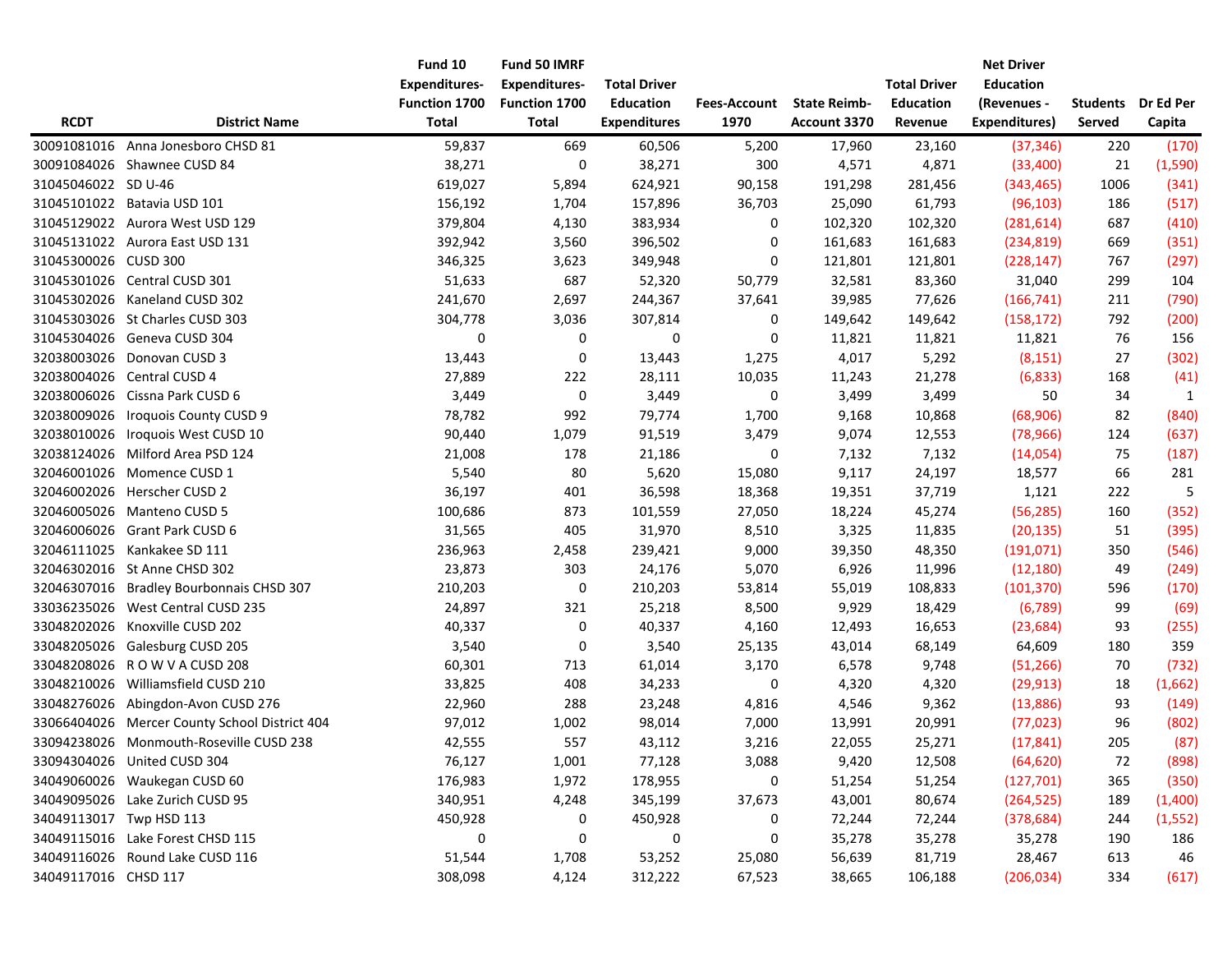| RCDT | District Name | Fund 10 Expenditures-Function 1700 Total | Fund 50 IMRF Expenditures-Function 1700 Total | Total Driver Education Expenditures | Fees-Account 1970 | State Reimb-Account 3370 | Total Driver Education Revenue | Net Driver Education (Revenues - Expenditures) | Students Served | Dr Ed Per Capita |
|---|---|---|---|---|---|---|---|---|---|---|
| 30091081016 | Anna Jonesboro CHSD 81 | 59,837 | 669 | 60,506 | 5,200 | 17,960 | 23,160 | (37,346) | 220 | (170) |
| 30091084026 | Shawnee CUSD 84 | 38,271 | 0 | 38,271 | 300 | 4,571 | 4,871 | (33,400) | 21 | (1,590) |
| 31045046022 | SD U-46 | 619,027 | 5,894 | 624,921 | 90,158 | 191,298 | 281,456 | (343,465) | 1006 | (341) |
| 31045101022 | Batavia USD 101 | 156,192 | 1,704 | 157,896 | 36,703 | 25,090 | 61,793 | (96,103) | 186 | (517) |
| 31045129022 | Aurora West USD 129 | 379,804 | 4,130 | 383,934 | 0 | 102,320 | 102,320 | (281,614) | 687 | (410) |
| 31045131022 | Aurora East USD 131 | 392,942 | 3,560 | 396,502 | 0 | 161,683 | 161,683 | (234,819) | 669 | (351) |
| 31045300026 | CUSD 300 | 346,325 | 3,623 | 349,948 | 0 | 121,801 | 121,801 | (228,147) | 767 | (297) |
| 31045301026 | Central CUSD 301 | 51,633 | 687 | 52,320 | 50,779 | 32,581 | 83,360 | 31,040 | 299 | 104 |
| 31045302026 | Kaneland CUSD 302 | 241,670 | 2,697 | 244,367 | 37,641 | 39,985 | 77,626 | (166,741) | 211 | (790) |
| 31045303026 | St Charles CUSD 303 | 304,778 | 3,036 | 307,814 | 0 | 149,642 | 149,642 | (158,172) | 792 | (200) |
| 31045304026 | Geneva CUSD 304 | 0 | 0 | 0 | 0 | 11,821 | 11,821 | 11,821 | 76 | 156 |
| 32038003026 | Donovan CUSD 3 | 13,443 | 0 | 13,443 | 1,275 | 4,017 | 5,292 | (8,151) | 27 | (302) |
| 32038004026 | Central CUSD 4 | 27,889 | 222 | 28,111 | 10,035 | 11,243 | 21,278 | (6,833) | 168 | (41) |
| 32038006026 | Cissna Park CUSD 6 | 3,449 | 0 | 3,449 | 0 | 3,499 | 3,499 | 50 | 34 | 1 |
| 32038009026 | Iroquois County CUSD 9 | 78,782 | 992 | 79,774 | 1,700 | 9,168 | 10,868 | (68,906) | 82 | (840) |
| 32038010026 | Iroquois West CUSD 10 | 90,440 | 1,079 | 91,519 | 3,479 | 9,074 | 12,553 | (78,966) | 124 | (637) |
| 32038124026 | Milford Area PSD 124 | 21,008 | 178 | 21,186 | 0 | 7,132 | 7,132 | (14,054) | 75 | (187) |
| 32046001026 | Momence CUSD 1 | 5,540 | 80 | 5,620 | 15,080 | 9,117 | 24,197 | 18,577 | 66 | 281 |
| 32046002026 | Herscher CUSD 2 | 36,197 | 401 | 36,598 | 18,368 | 19,351 | 37,719 | 1,121 | 222 | 5 |
| 32046005026 | Manteno CUSD 5 | 100,686 | 873 | 101,559 | 27,050 | 18,224 | 45,274 | (56,285) | 160 | (352) |
| 32046006026 | Grant Park CUSD 6 | 31,565 | 405 | 31,970 | 8,510 | 3,325 | 11,835 | (20,135) | 51 | (395) |
| 32046111025 | Kankakee SD 111 | 236,963 | 2,458 | 239,421 | 9,000 | 39,350 | 48,350 | (191,071) | 350 | (546) |
| 32046302016 | St Anne CHSD 302 | 23,873 | 303 | 24,176 | 5,070 | 6,926 | 11,996 | (12,180) | 49 | (249) |
| 32046307016 | Bradley Bourbonnais CHSD 307 | 210,203 | 0 | 210,203 | 53,814 | 55,019 | 108,833 | (101,370) | 596 | (170) |
| 33036235026 | West Central CUSD 235 | 24,897 | 321 | 25,218 | 8,500 | 9,929 | 18,429 | (6,789) | 99 | (69) |
| 33048202026 | Knoxville CUSD 202 | 40,337 | 0 | 40,337 | 4,160 | 12,493 | 16,653 | (23,684) | 93 | (255) |
| 33048205026 | Galesburg CUSD 205 | 3,540 | 0 | 3,540 | 25,135 | 43,014 | 68,149 | 64,609 | 180 | 359 |
| 33048208026 | R O W V A CUSD 208 | 60,301 | 713 | 61,014 | 3,170 | 6,578 | 9,748 | (51,266) | 70 | (732) |
| 33048210026 | Williamsfield CUSD 210 | 33,825 | 408 | 34,233 | 0 | 4,320 | 4,320 | (29,913) | 18 | (1,662) |
| 33048276026 | Abingdon-Avon CUSD 276 | 22,960 | 288 | 23,248 | 4,816 | 4,546 | 9,362 | (13,886) | 93 | (149) |
| 33066404026 | Mercer County School District 404 | 97,012 | 1,002 | 98,014 | 7,000 | 13,991 | 20,991 | (77,023) | 96 | (802) |
| 33094238026 | Monmouth-Roseville CUSD 238 | 42,555 | 557 | 43,112 | 3,216 | 22,055 | 25,271 | (17,841) | 205 | (87) |
| 33094304026 | United CUSD 304 | 76,127 | 1,001 | 77,128 | 3,088 | 9,420 | 12,508 | (64,620) | 72 | (898) |
| 34049060026 | Waukegan CUSD 60 | 176,983 | 1,972 | 178,955 | 0 | 51,254 | 51,254 | (127,701) | 365 | (350) |
| 34049095026 | Lake Zurich CUSD 95 | 340,951 | 4,248 | 345,199 | 37,673 | 43,001 | 80,674 | (264,525) | 189 | (1,400) |
| 34049113017 | Twp HSD 113 | 450,928 | 0 | 450,928 | 0 | 72,244 | 72,244 | (378,684) | 244 | (1,552) |
| 34049115016 | Lake Forest CHSD 115 | 0 | 0 | 0 | 0 | 35,278 | 35,278 | 35,278 | 190 | 186 |
| 34049116026 | Round Lake CUSD 116 | 51,544 | 1,708 | 53,252 | 25,080 | 56,639 | 81,719 | 28,467 | 613 | 46 |
| 34049117016 | CHSD 117 | 308,098 | 4,124 | 312,222 | 67,523 | 38,665 | 106,188 | (206,034) | 334 | (617) |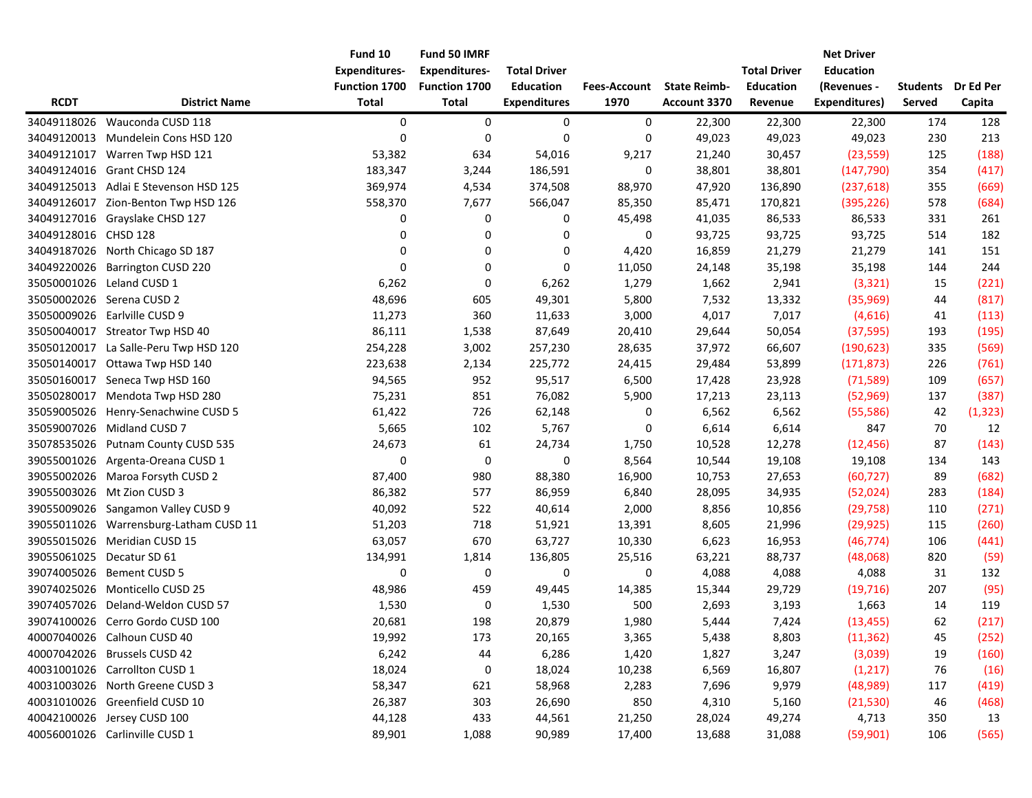| RCDT | District Name | Fund 10 Expenditures-Function 1700 Total | Fund 50 IMRF Expenditures-Function 1700 Total | Total Driver Education Expenditures | Fees-Account 1970 | State Reimb-Account 3370 | Total Driver Education Revenue | Net Driver Education (Revenues - Expenditures) | Students Served | Dr Ed Per Capita |
|---|---|---|---|---|---|---|---|---|---|---|
| 34049118026 | Wauconda CUSD 118 | 0 | 0 | 0 | 0 | 22,300 | 22,300 | 22,300 | 174 | 128 |
| 34049120013 | Mundelein Cons HSD 120 | 0 | 0 | 0 | 0 | 49,023 | 49,023 | 49,023 | 230 | 213 |
| 34049121017 | Warren Twp HSD 121 | 53,382 | 634 | 54,016 | 9,217 | 21,240 | 30,457 | (23,559) | 125 | (188) |
| 34049124016 | Grant CHSD 124 | 183,347 | 3,244 | 186,591 | 0 | 38,801 | 38,801 | (147,790) | 354 | (417) |
| 34049125013 | Adlai E Stevenson HSD 125 | 369,974 | 4,534 | 374,508 | 88,970 | 47,920 | 136,890 | (237,618) | 355 | (669) |
| 34049126017 | Zion-Benton Twp HSD 126 | 558,370 | 7,677 | 566,047 | 85,350 | 85,471 | 170,821 | (395,226) | 578 | (684) |
| 34049127016 | Grayslake CHSD 127 | 0 | 0 | 0 | 45,498 | 41,035 | 86,533 | 86,533 | 331 | 261 |
| 34049128016 | CHSD 128 | 0 | 0 | 0 | 0 | 93,725 | 93,725 | 93,725 | 514 | 182 |
| 34049187026 | North Chicago SD 187 | 0 | 0 | 0 | 4,420 | 16,859 | 21,279 | 21,279 | 141 | 151 |
| 34049220026 | Barrington CUSD 220 | 0 | 0 | 0 | 11,050 | 24,148 | 35,198 | 35,198 | 144 | 244 |
| 35050001026 | Leland CUSD 1 | 6,262 | 0 | 6,262 | 1,279 | 1,662 | 2,941 | (3,321) | 15 | (221) |
| 35050002026 | Serena CUSD 2 | 48,696 | 605 | 49,301 | 5,800 | 7,532 | 13,332 | (35,969) | 44 | (817) |
| 35050009026 | Earlville CUSD 9 | 11,273 | 360 | 11,633 | 3,000 | 4,017 | 7,017 | (4,616) | 41 | (113) |
| 35050040017 | Streator Twp HSD 40 | 86,111 | 1,538 | 87,649 | 20,410 | 29,644 | 50,054 | (37,595) | 193 | (195) |
| 35050120017 | La Salle-Peru Twp HSD 120 | 254,228 | 3,002 | 257,230 | 28,635 | 37,972 | 66,607 | (190,623) | 335 | (569) |
| 35050140017 | Ottawa Twp HSD 140 | 223,638 | 2,134 | 225,772 | 24,415 | 29,484 | 53,899 | (171,873) | 226 | (761) |
| 35050160017 | Seneca Twp HSD 160 | 94,565 | 952 | 95,517 | 6,500 | 17,428 | 23,928 | (71,589) | 109 | (657) |
| 35050280017 | Mendota Twp HSD 280 | 75,231 | 851 | 76,082 | 5,900 | 17,213 | 23,113 | (52,969) | 137 | (387) |
| 35059005026 | Henry-Senachwine CUSD 5 | 61,422 | 726 | 62,148 | 0 | 6,562 | 6,562 | (55,586) | 42 | (1,323) |
| 35059007026 | Midland CUSD 7 | 5,665 | 102 | 5,767 | 0 | 6,614 | 6,614 | 847 | 70 | 12 |
| 35078535026 | Putnam County CUSD 535 | 24,673 | 61 | 24,734 | 1,750 | 10,528 | 12,278 | (12,456) | 87 | (143) |
| 39055001026 | Argenta-Oreana CUSD 1 | 0 | 0 | 0 | 8,564 | 10,544 | 19,108 | 19,108 | 134 | 143 |
| 39055002026 | Maroa Forsyth CUSD 2 | 87,400 | 980 | 88,380 | 16,900 | 10,753 | 27,653 | (60,727) | 89 | (682) |
| 39055003026 | Mt Zion CUSD 3 | 86,382 | 577 | 86,959 | 6,840 | 28,095 | 34,935 | (52,024) | 283 | (184) |
| 39055009026 | Sangamon Valley CUSD 9 | 40,092 | 522 | 40,614 | 2,000 | 8,856 | 10,856 | (29,758) | 110 | (271) |
| 39055011026 | Warrensburg-Latham CUSD 11 | 51,203 | 718 | 51,921 | 13,391 | 8,605 | 21,996 | (29,925) | 115 | (260) |
| 39055015026 | Meridian CUSD 15 | 63,057 | 670 | 63,727 | 10,330 | 6,623 | 16,953 | (46,774) | 106 | (441) |
| 39055061025 | Decatur SD 61 | 134,991 | 1,814 | 136,805 | 25,516 | 63,221 | 88,737 | (48,068) | 820 | (59) |
| 39074005026 | Bement CUSD 5 | 0 | 0 | 0 | 0 | 4,088 | 4,088 | 4,088 | 31 | 132 |
| 39074025026 | Monticello CUSD 25 | 48,986 | 459 | 49,445 | 14,385 | 15,344 | 29,729 | (19,716) | 207 | (95) |
| 39074057026 | Deland-Weldon CUSD 57 | 1,530 | 0 | 1,530 | 500 | 2,693 | 3,193 | 1,663 | 14 | 119 |
| 39074100026 | Cerro Gordo CUSD 100 | 20,681 | 198 | 20,879 | 1,980 | 5,444 | 7,424 | (13,455) | 62 | (217) |
| 40007040026 | Calhoun CUSD 40 | 19,992 | 173 | 20,165 | 3,365 | 5,438 | 8,803 | (11,362) | 45 | (252) |
| 40007042026 | Brussels CUSD 42 | 6,242 | 44 | 6,286 | 1,420 | 1,827 | 3,247 | (3,039) | 19 | (160) |
| 40031001026 | Carrollton CUSD 1 | 18,024 | 0 | 18,024 | 10,238 | 6,569 | 16,807 | (1,217) | 76 | (16) |
| 40031003026 | North Greene CUSD 3 | 58,347 | 621 | 58,968 | 2,283 | 7,696 | 9,979 | (48,989) | 117 | (419) |
| 40031010026 | Greenfield CUSD 10 | 26,387 | 303 | 26,690 | 850 | 4,310 | 5,160 | (21,530) | 46 | (468) |
| 40042100026 | Jersey CUSD 100 | 44,128 | 433 | 44,561 | 21,250 | 28,024 | 49,274 | 4,713 | 350 | 13 |
| 40056001026 | Carlinville CUSD 1 | 89,901 | 1,088 | 90,989 | 17,400 | 13,688 | 31,088 | (59,901) | 106 | (565) |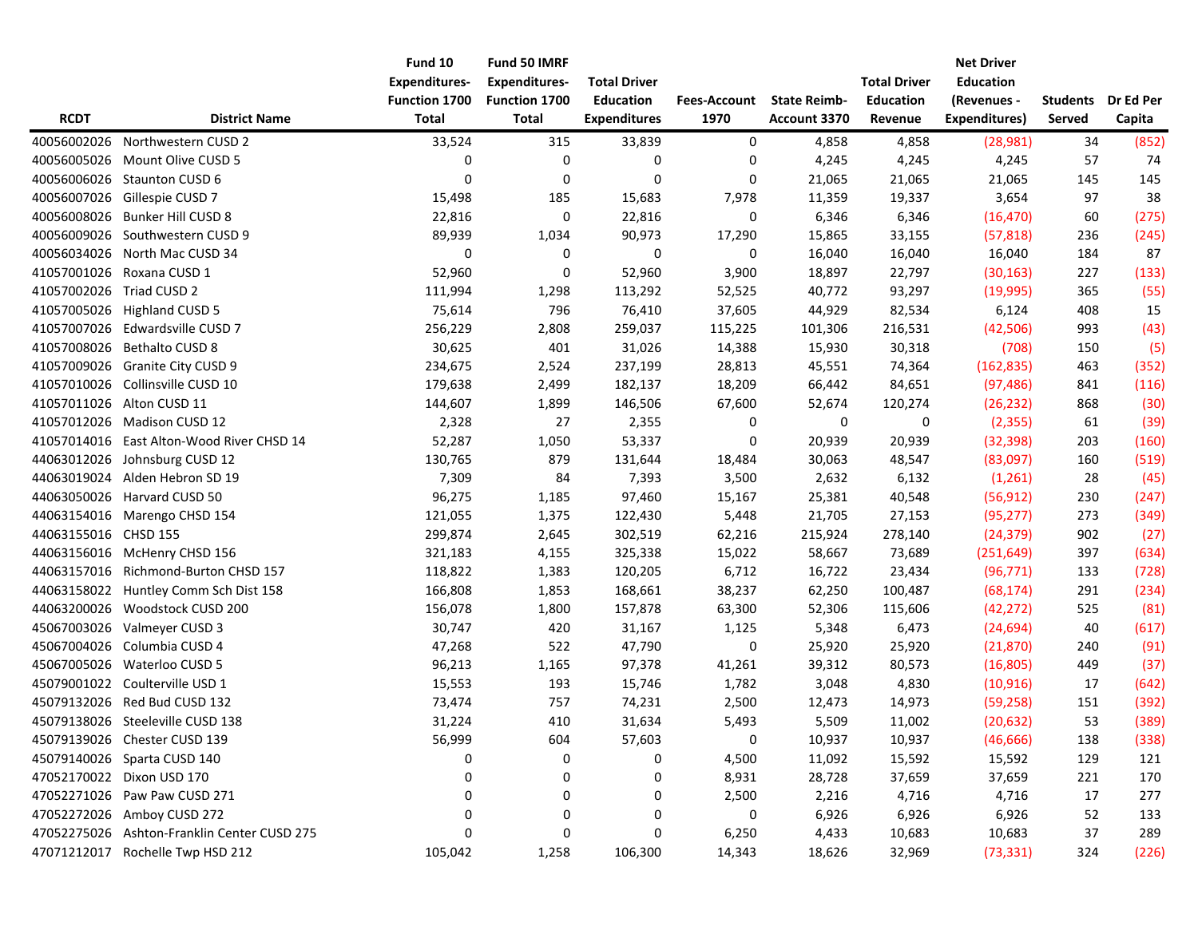| RCDT | District Name | Fund 10 Expenditures-Function 1700 Total | Fund 50 IMRF Expenditures-Function 1700 Total | Total Driver Education Expenditures | Fees-Account 1970 | State Reimb-Account 3370 | Total Driver Education Revenue | Net Driver Education (Revenues - Expenditures) | Students Served | Dr Ed Per Capita |
|---|---|---|---|---|---|---|---|---|---|---|
| 40056002026 | Northwestern CUSD 2 | 33,524 | 315 | 33,839 | 0 | 4,858 | 4,858 | (28,981) | 34 | (852) |
| 40056005026 | Mount Olive CUSD 5 | 0 | 0 | 0 | 0 | 4,245 | 4,245 | 4,245 | 57 | 74 |
| 40056006026 | Staunton CUSD 6 | 0 | 0 | 0 | 0 | 21,065 | 21,065 | 21,065 | 145 | 145 |
| 40056007026 | Gillespie CUSD 7 | 15,498 | 185 | 15,683 | 7,978 | 11,359 | 19,337 | 3,654 | 97 | 38 |
| 40056008026 | Bunker Hill CUSD 8 | 22,816 | 0 | 22,816 | 0 | 6,346 | 6,346 | (16,470) | 60 | (275) |
| 40056009026 | Southwestern CUSD 9 | 89,939 | 1,034 | 90,973 | 17,290 | 15,865 | 33,155 | (57,818) | 236 | (245) |
| 40056034026 | North Mac CUSD 34 | 0 | 0 | 0 | 0 | 16,040 | 16,040 | 16,040 | 184 | 87 |
| 41057001026 | Roxana CUSD 1 | 52,960 | 0 | 52,960 | 3,900 | 18,897 | 22,797 | (30,163) | 227 | (133) |
| 41057002026 | Triad CUSD 2 | 111,994 | 1,298 | 113,292 | 52,525 | 40,772 | 93,297 | (19,995) | 365 | (55) |
| 41057005026 | Highland CUSD 5 | 75,614 | 796 | 76,410 | 37,605 | 44,929 | 82,534 | 6,124 | 408 | 15 |
| 41057007026 | Edwardsville CUSD 7 | 256,229 | 2,808 | 259,037 | 115,225 | 101,306 | 216,531 | (42,506) | 993 | (43) |
| 41057008026 | Bethalto CUSD 8 | 30,625 | 401 | 31,026 | 14,388 | 15,930 | 30,318 | (708) | 150 | (5) |
| 41057009026 | Granite City CUSD 9 | 234,675 | 2,524 | 237,199 | 28,813 | 45,551 | 74,364 | (162,835) | 463 | (352) |
| 41057010026 | Collinsville CUSD 10 | 179,638 | 2,499 | 182,137 | 18,209 | 66,442 | 84,651 | (97,486) | 841 | (116) |
| 41057011026 | Alton CUSD 11 | 144,607 | 1,899 | 146,506 | 67,600 | 52,674 | 120,274 | (26,232) | 868 | (30) |
| 41057012026 | Madison CUSD 12 | 2,328 | 27 | 2,355 | 0 | 0 | 0 | (2,355) | 61 | (39) |
| 41057014016 | East Alton-Wood River CHSD 14 | 52,287 | 1,050 | 53,337 | 0 | 20,939 | 20,939 | (32,398) | 203 | (160) |
| 44063012026 | Johnsburg CUSD 12 | 130,765 | 879 | 131,644 | 18,484 | 30,063 | 48,547 | (83,097) | 160 | (519) |
| 44063019024 | Alden Hebron SD 19 | 7,309 | 84 | 7,393 | 3,500 | 2,632 | 6,132 | (1,261) | 28 | (45) |
| 44063050026 | Harvard CUSD 50 | 96,275 | 1,185 | 97,460 | 15,167 | 25,381 | 40,548 | (56,912) | 230 | (247) |
| 44063154016 | Marengo CHSD 154 | 121,055 | 1,375 | 122,430 | 5,448 | 21,705 | 27,153 | (95,277) | 273 | (349) |
| 44063155016 | CHSD 155 | 299,874 | 2,645 | 302,519 | 62,216 | 215,924 | 278,140 | (24,379) | 902 | (27) |
| 44063156016 | McHenry CHSD 156 | 321,183 | 4,155 | 325,338 | 15,022 | 58,667 | 73,689 | (251,649) | 397 | (634) |
| 44063157016 | Richmond-Burton CHSD 157 | 118,822 | 1,383 | 120,205 | 6,712 | 16,722 | 23,434 | (96,771) | 133 | (728) |
| 44063158022 | Huntley Comm Sch Dist 158 | 166,808 | 1,853 | 168,661 | 38,237 | 62,250 | 100,487 | (68,174) | 291 | (234) |
| 44063200026 | Woodstock CUSD 200 | 156,078 | 1,800 | 157,878 | 63,300 | 52,306 | 115,606 | (42,272) | 525 | (81) |
| 45067003026 | Valmeyer CUSD 3 | 30,747 | 420 | 31,167 | 1,125 | 5,348 | 6,473 | (24,694) | 40 | (617) |
| 45067004026 | Columbia CUSD 4 | 47,268 | 522 | 47,790 | 0 | 25,920 | 25,920 | (21,870) | 240 | (91) |
| 45067005026 | Waterloo CUSD 5 | 96,213 | 1,165 | 97,378 | 41,261 | 39,312 | 80,573 | (16,805) | 449 | (37) |
| 45079001022 | Coulterville USD 1 | 15,553 | 193 | 15,746 | 1,782 | 3,048 | 4,830 | (10,916) | 17 | (642) |
| 45079132026 | Red Bud CUSD 132 | 73,474 | 757 | 74,231 | 2,500 | 12,473 | 14,973 | (59,258) | 151 | (392) |
| 45079138026 | Steeleville CUSD 138 | 31,224 | 410 | 31,634 | 5,493 | 5,509 | 11,002 | (20,632) | 53 | (389) |
| 45079139026 | Chester CUSD 139 | 56,999 | 604 | 57,603 | 0 | 10,937 | 10,937 | (46,666) | 138 | (338) |
| 45079140026 | Sparta CUSD 140 | 0 | 0 | 0 | 4,500 | 11,092 | 15,592 | 15,592 | 129 | 121 |
| 47052170022 | Dixon USD 170 | 0 | 0 | 0 | 8,931 | 28,728 | 37,659 | 37,659 | 221 | 170 |
| 47052271026 | Paw Paw CUSD 271 | 0 | 0 | 0 | 2,500 | 2,216 | 4,716 | 4,716 | 17 | 277 |
| 47052272026 | Amboy CUSD 272 | 0 | 0 | 0 | 0 | 6,926 | 6,926 | 6,926 | 52 | 133 |
| 47052275026 | Ashton-Franklin Center CUSD 275 | 0 | 0 | 0 | 6,250 | 4,433 | 10,683 | 10,683 | 37 | 289 |
| 47071212017 | Rochelle Twp HSD 212 | 105,042 | 1,258 | 106,300 | 14,343 | 18,626 | 32,969 | (73,331) | 324 | (226) |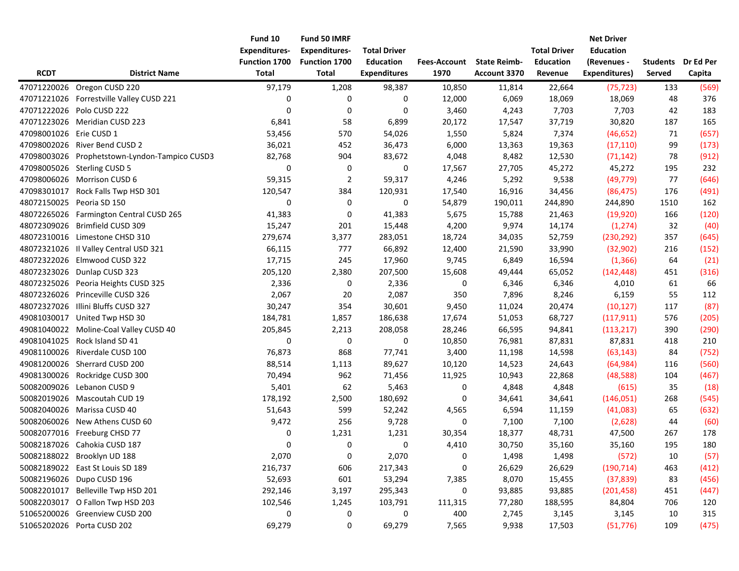| RCDT | District Name | Fund 10 Expenditures-Function 1700 Total | Fund 50 IMRF Expenditures-Function 1700 Total | Total Driver Education Expenditures | Fees-Account 1970 | State Reimb-Account 3370 | Total Driver Education Revenue | Net Driver Education (Revenues - Expenditures) | Students Served | Dr Ed Per Capita |
|---|---|---|---|---|---|---|---|---|---|---|
| 47071220026 | Oregon CUSD 220 | 97,179 | 1,208 | 98,387 | 10,850 | 11,814 | 22,664 | (75,723) | 133 | (569) |
| 47071221026 | Forrestville Valley CUSD 221 | 0 | 0 | 0 | 12,000 | 6,069 | 18,069 | 18,069 | 48 | 376 |
| 47071222026 | Polo CUSD 222 | 0 | 0 | 0 | 3,460 | 4,243 | 7,703 | 7,703 | 42 | 183 |
| 47071223026 | Meridian CUSD 223 | 6,841 | 58 | 6,899 | 20,172 | 17,547 | 37,719 | 30,820 | 187 | 165 |
| 47098001026 | Erie CUSD 1 | 53,456 | 570 | 54,026 | 1,550 | 5,824 | 7,374 | (46,652) | 71 | (657) |
| 47098002026 | River Bend CUSD 2 | 36,021 | 452 | 36,473 | 6,000 | 13,363 | 19,363 | (17,110) | 99 | (173) |
| 47098003026 | Prophetstown-Lyndon-Tampico CUSD3 | 82,768 | 904 | 83,672 | 4,048 | 8,482 | 12,530 | (71,142) | 78 | (912) |
| 47098005026 | Sterling CUSD 5 | 0 | 0 | 0 | 17,567 | 27,705 | 45,272 | 45,272 | 195 | 232 |
| 47098006026 | Morrison CUSD 6 | 59,315 | 2 | 59,317 | 4,246 | 5,292 | 9,538 | (49,779) | 77 | (646) |
| 47098301017 | Rock Falls Twp HSD 301 | 120,547 | 384 | 120,931 | 17,540 | 16,916 | 34,456 | (86,475) | 176 | (491) |
| 48072150025 | Peoria SD 150 | 0 | 0 | 0 | 54,879 | 190,011 | 244,890 | 244,890 | 1510 | 162 |
| 48072265026 | Farmington Central CUSD 265 | 41,383 | 0 | 41,383 | 5,675 | 15,788 | 21,463 | (19,920) | 166 | (120) |
| 48072309026 | Brimfield CUSD 309 | 15,247 | 201 | 15,448 | 4,200 | 9,974 | 14,174 | (1,274) | 32 | (40) |
| 48072310016 | Limestone CHSD 310 | 279,674 | 3,377 | 283,051 | 18,724 | 34,035 | 52,759 | (230,292) | 357 | (645) |
| 48072321026 | Il Valley Central USD 321 | 66,115 | 777 | 66,892 | 12,400 | 21,590 | 33,990 | (32,902) | 216 | (152) |
| 48072322026 | Elmwood CUSD 322 | 17,715 | 245 | 17,960 | 9,745 | 6,849 | 16,594 | (1,366) | 64 | (21) |
| 48072323026 | Dunlap CUSD 323 | 205,120 | 2,380 | 207,500 | 15,608 | 49,444 | 65,052 | (142,448) | 451 | (316) |
| 48072325026 | Peoria Heights CUSD 325 | 2,336 | 0 | 2,336 | 0 | 6,346 | 6,346 | 4,010 | 61 | 66 |
| 48072326026 | Princeville CUSD 326 | 2,067 | 20 | 2,087 | 350 | 7,896 | 8,246 | 6,159 | 55 | 112 |
| 48072327026 | Illini Bluffs CUSD 327 | 30,247 | 354 | 30,601 | 9,450 | 11,024 | 20,474 | (10,127) | 117 | (87) |
| 49081030017 | United Twp HSD 30 | 184,781 | 1,857 | 186,638 | 17,674 | 51,053 | 68,727 | (117,911) | 576 | (205) |
| 49081040022 | Moline-Coal Valley CUSD 40 | 205,845 | 2,213 | 208,058 | 28,246 | 66,595 | 94,841 | (113,217) | 390 | (290) |
| 49081041025 | Rock Island SD 41 | 0 | 0 | 0 | 10,850 | 76,981 | 87,831 | 87,831 | 418 | 210 |
| 49081100026 | Riverdale CUSD 100 | 76,873 | 868 | 77,741 | 3,400 | 11,198 | 14,598 | (63,143) | 84 | (752) |
| 49081200026 | Sherrard CUSD 200 | 88,514 | 1,113 | 89,627 | 10,120 | 14,523 | 24,643 | (64,984) | 116 | (560) |
| 49081300026 | Rockridge CUSD 300 | 70,494 | 962 | 71,456 | 11,925 | 10,943 | 22,868 | (48,588) | 104 | (467) |
| 50082009026 | Lebanon CUSD 9 | 5,401 | 62 | 5,463 | 0 | 4,848 | 4,848 | (615) | 35 | (18) |
| 50082019026 | Mascoutah CUD 19 | 178,192 | 2,500 | 180,692 | 0 | 34,641 | 34,641 | (146,051) | 268 | (545) |
| 50082040026 | Marissa CUSD 40 | 51,643 | 599 | 52,242 | 4,565 | 6,594 | 11,159 | (41,083) | 65 | (632) |
| 50082060026 | New Athens CUSD 60 | 9,472 | 256 | 9,728 | 0 | 7,100 | 7,100 | (2,628) | 44 | (60) |
| 50082077016 | Freeburg CHSD 77 | 0 | 1,231 | 1,231 | 30,354 | 18,377 | 48,731 | 47,500 | 267 | 178 |
| 50082187026 | Cahokia CUSD 187 | 0 | 0 | 0 | 4,410 | 30,750 | 35,160 | 35,160 | 195 | 180 |
| 50082188022 | Brooklyn UD 188 | 2,070 | 0 | 2,070 | 0 | 1,498 | 1,498 | (572) | 10 | (57) |
| 50082189022 | East St Louis SD 189 | 216,737 | 606 | 217,343 | 0 | 26,629 | 26,629 | (190,714) | 463 | (412) |
| 50082196026 | Dupo CUSD 196 | 52,693 | 601 | 53,294 | 7,385 | 8,070 | 15,455 | (37,839) | 83 | (456) |
| 50082201017 | Belleville Twp HSD 201 | 292,146 | 3,197 | 295,343 | 0 | 93,885 | 93,885 | (201,458) | 451 | (447) |
| 50082203017 | O Fallon Twp HSD 203 | 102,546 | 1,245 | 103,791 | 111,315 | 77,280 | 188,595 | 84,804 | 706 | 120 |
| 51065200026 | Greenview CUSD 200 | 0 | 0 | 0 | 400 | 2,745 | 3,145 | 3,145 | 10 | 315 |
| 51065202026 | Porta CUSD 202 | 69,279 | 0 | 69,279 | 7,565 | 9,938 | 17,503 | (51,776) | 109 | (475) |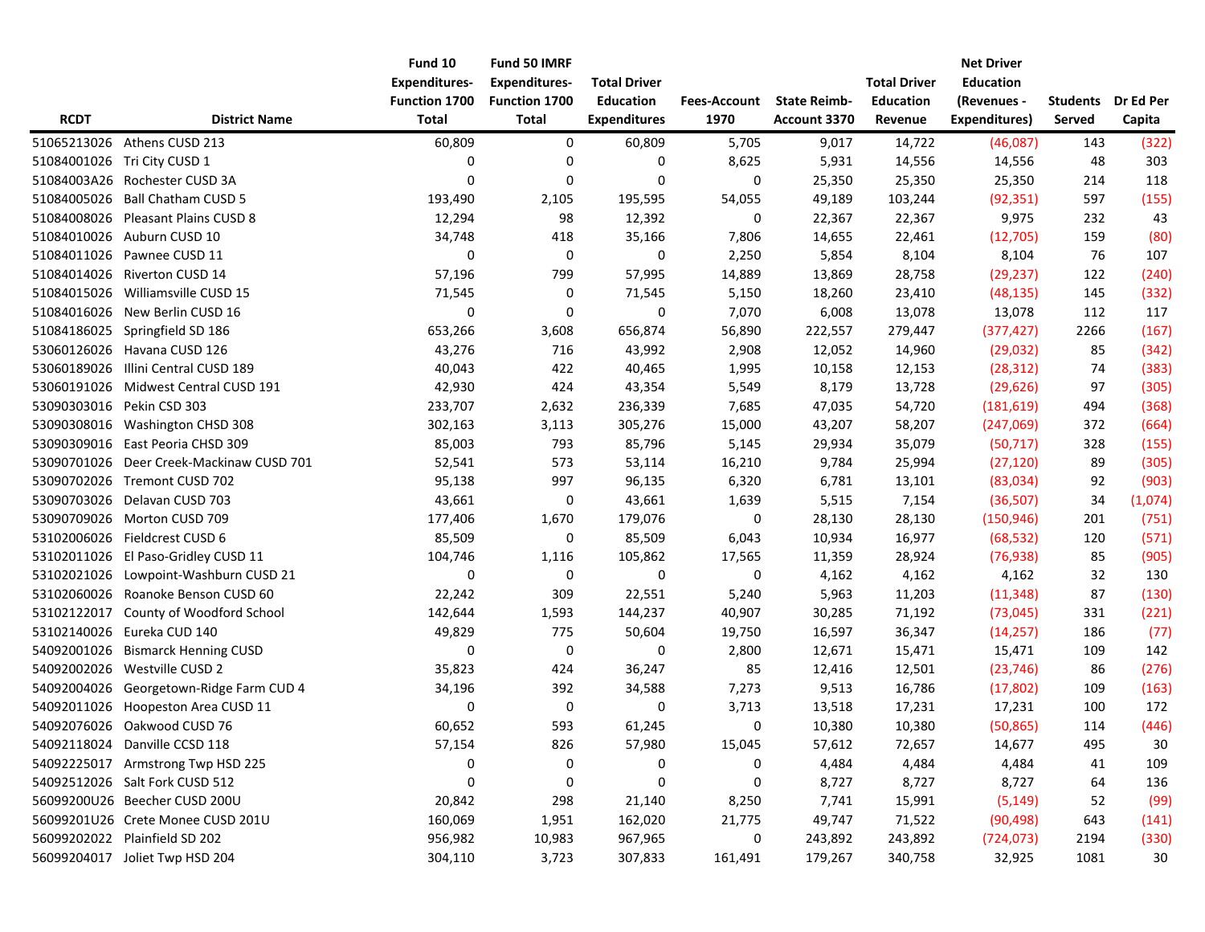| RCDT | District Name | Fund 10 Expenditures-Function 1700 Total | Fund 50 IMRF Expenditures-Function 1700 Total | Total Driver Education Expenditures | Fees-Account 1970 | State Reimb-Account 3370 | Total Driver Education Revenue | Net Driver Education (Revenues - Expenditures) | Students Served | Dr Ed Per Capita |
|---|---|---|---|---|---|---|---|---|---|---|
| 51065213026 | Athens CUSD 213 | 60,809 | 0 | 60,809 | 5,705 | 9,017 | 14,722 | (46,087) | 143 | (322) |
| 51084001026 | Tri City CUSD 1 | 0 | 0 | 0 | 8,625 | 5,931 | 14,556 | 14,556 | 48 | 303 |
| 51084003A26 | Rochester CUSD 3A | 0 | 0 | 0 | 0 | 25,350 | 25,350 | 25,350 | 214 | 118 |
| 51084005026 | Ball Chatham CUSD 5 | 193,490 | 2,105 | 195,595 | 54,055 | 49,189 | 103,244 | (92,351) | 597 | (155) |
| 51084008026 | Pleasant Plains CUSD 8 | 12,294 | 98 | 12,392 | 0 | 22,367 | 22,367 | 9,975 | 232 | 43 |
| 51084010026 | Auburn CUSD 10 | 34,748 | 418 | 35,166 | 7,806 | 14,655 | 22,461 | (12,705) | 159 | (80) |
| 51084011026 | Pawnee CUSD 11 | 0 | 0 | 0 | 2,250 | 5,854 | 8,104 | 8,104 | 76 | 107 |
| 51084014026 | Riverton CUSD 14 | 57,196 | 799 | 57,995 | 14,889 | 13,869 | 28,758 | (29,237) | 122 | (240) |
| 51084015026 | Williamsville CUSD 15 | 71,545 | 0 | 71,545 | 5,150 | 18,260 | 23,410 | (48,135) | 145 | (332) |
| 51084016026 | New Berlin CUSD 16 | 0 | 0 | 0 | 7,070 | 6,008 | 13,078 | 13,078 | 112 | 117 |
| 51084186025 | Springfield SD 186 | 653,266 | 3,608 | 656,874 | 56,890 | 222,557 | 279,447 | (377,427) | 2266 | (167) |
| 53060126026 | Havana CUSD 126 | 43,276 | 716 | 43,992 | 2,908 | 12,052 | 14,960 | (29,032) | 85 | (342) |
| 53060189026 | Illini Central CUSD 189 | 40,043 | 422 | 40,465 | 1,995 | 10,158 | 12,153 | (28,312) | 74 | (383) |
| 53060191026 | Midwest Central CUSD 191 | 42,930 | 424 | 43,354 | 5,549 | 8,179 | 13,728 | (29,626) | 97 | (305) |
| 53090303016 | Pekin CSD 303 | 233,707 | 2,632 | 236,339 | 7,685 | 47,035 | 54,720 | (181,619) | 494 | (368) |
| 53090308016 | Washington CHSD 308 | 302,163 | 3,113 | 305,276 | 15,000 | 43,207 | 58,207 | (247,069) | 372 | (664) |
| 53090309016 | East Peoria CHSD 309 | 85,003 | 793 | 85,796 | 5,145 | 29,934 | 35,079 | (50,717) | 328 | (155) |
| 53090701026 | Deer Creek-Mackinaw CUSD 701 | 52,541 | 573 | 53,114 | 16,210 | 9,784 | 25,994 | (27,120) | 89 | (305) |
| 53090702026 | Tremont CUSD 702 | 95,138 | 997 | 96,135 | 6,320 | 6,781 | 13,101 | (83,034) | 92 | (903) |
| 53090703026 | Delavan CUSD 703 | 43,661 | 0 | 43,661 | 1,639 | 5,515 | 7,154 | (36,507) | 34 | (1,074) |
| 53090709026 | Morton CUSD 709 | 177,406 | 1,670 | 179,076 | 0 | 28,130 | 28,130 | (150,946) | 201 | (751) |
| 53102006026 | Fieldcrest CUSD 6 | 85,509 | 0 | 85,509 | 6,043 | 10,934 | 16,977 | (68,532) | 120 | (571) |
| 53102011026 | El Paso-Gridley CUSD 11 | 104,746 | 1,116 | 105,862 | 17,565 | 11,359 | 28,924 | (76,938) | 85 | (905) |
| 53102021026 | Lowpoint-Washburn CUSD 21 | 0 | 0 | 0 | 0 | 4,162 | 4,162 | 4,162 | 32 | 130 |
| 53102060026 | Roanoke Benson CUSD 60 | 22,242 | 309 | 22,551 | 5,240 | 5,963 | 11,203 | (11,348) | 87 | (130) |
| 53102122017 | County of Woodford School | 142,644 | 1,593 | 144,237 | 40,907 | 30,285 | 71,192 | (73,045) | 331 | (221) |
| 53102140026 | Eureka CUD 140 | 49,829 | 775 | 50,604 | 19,750 | 16,597 | 36,347 | (14,257) | 186 | (77) |
| 54092001026 | Bismarck Henning CUSD | 0 | 0 | 0 | 2,800 | 12,671 | 15,471 | 15,471 | 109 | 142 |
| 54092002026 | Westville CUSD 2 | 35,823 | 424 | 36,247 | 85 | 12,416 | 12,501 | (23,746) | 86 | (276) |
| 54092004026 | Georgetown-Ridge Farm CUD 4 | 34,196 | 392 | 34,588 | 7,273 | 9,513 | 16,786 | (17,802) | 109 | (163) |
| 54092011026 | Hoopeston Area CUSD 11 | 0 | 0 | 0 | 3,713 | 13,518 | 17,231 | 17,231 | 100 | 172 |
| 54092076026 | Oakwood CUSD 76 | 60,652 | 593 | 61,245 | 0 | 10,380 | 10,380 | (50,865) | 114 | (446) |
| 54092118024 | Danville CCSD 118 | 57,154 | 826 | 57,980 | 15,045 | 57,612 | 72,657 | 14,677 | 495 | 30 |
| 54092225017 | Armstrong Twp HSD 225 | 0 | 0 | 0 | 0 | 4,484 | 4,484 | 4,484 | 41 | 109 |
| 54092512026 | Salt Fork CUSD 512 | 0 | 0 | 0 | 0 | 8,727 | 8,727 | 8,727 | 64 | 136 |
| 56099200U26 | Beecher CUSD 200U | 20,842 | 298 | 21,140 | 8,250 | 7,741 | 15,991 | (5,149) | 52 | (99) |
| 56099201U26 | Crete Monee CUSD 201U | 160,069 | 1,951 | 162,020 | 21,775 | 49,747 | 71,522 | (90,498) | 643 | (141) |
| 56099202022 | Plainfield SD 202 | 956,982 | 10,983 | 967,965 | 0 | 243,892 | 243,892 | (724,073) | 2194 | (330) |
| 56099204017 | Joliet Twp HSD 204 | 304,110 | 3,723 | 307,833 | 161,491 | 179,267 | 340,758 | 32,925 | 1081 | 30 |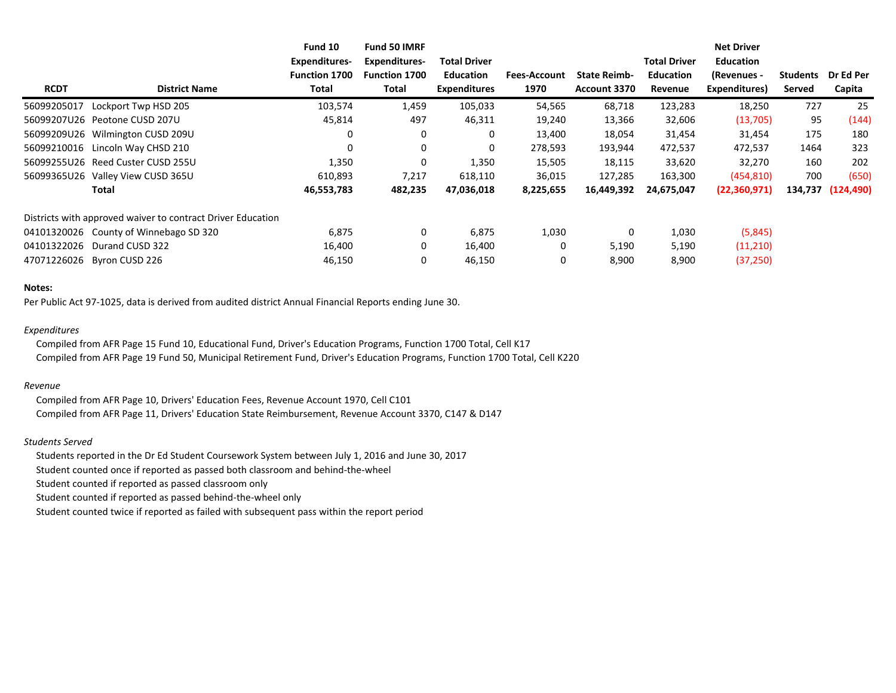| RCDT | District Name | Fund 10 Expenditures-Function 1700 Total | Fund 50 IMRF Expenditures-Function 1700 Total | Total Driver Education Expenditures | Fees-Account 1970 | State Reimb-Account 3370 | Total Driver Education Revenue | Net Driver Education (Revenues - Expenditures) | Students Served | Dr Ed Per Capita |
|---|---|---|---|---|---|---|---|---|---|---|
| 56099205017 | Lockport Twp HSD 205 | 103,574 | 1,459 | 105,033 | 54,565 | 68,718 | 123,283 | 18,250 | 727 | 25 |
| 56099207U26 | Peotone CUSD 207U | 45,814 | 497 | 46,311 | 19,240 | 13,366 | 32,606 | (13,705) | 95 | (144) |
| 56099209U26 | Wilmington CUSD 209U | 0 | 0 | 0 | 13,400 | 18,054 | 31,454 | 31,454 | 175 | 180 |
| 56099210016 | Lincoln Way CHSD 210 | 0 | 0 | 0 | 278,593 | 193,944 | 472,537 | 472,537 | 1464 | 323 |
| 56099255U26 | Reed Custer CUSD 255U | 1,350 | 0 | 1,350 | 15,505 | 18,115 | 33,620 | 32,270 | 160 | 202 |
| 56099365U26 | Valley View CUSD 365U | 610,893 | 7,217 | 618,110 | 36,015 | 127,285 | 163,300 | (454,810) | 700 | (650) |
| | **Total** | **46,553,783** | **482,235** | **47,036,018** | **8,225,655** | **16,449,392** | **24,675,047** | **(22,360,971)** | **134,737** | **(124,490)** |
| Districts with approved waiver to contract Driver Education | | | | | | | | | | |
| 04101320026 | County of Winnebago SD 320 | 6,875 | 0 | 6,875 | 1,030 | 0 | 1,030 | (5,845) | | |
| 04101322026 | Durand CUSD 322 | 16,400 | 0 | 16,400 | 0 | 5,190 | 5,190 | (11,210) | | |
| 47071226026 | Byron CUSD 226 | 46,150 | 0 | 46,150 | 0 | 8,900 | 8,900 | (37,250) | | |

**Notes:**

Per Public Act 97-1025, data is derived from audited district Annual Financial Reports ending June 30.

*Expenditures*

Compiled from AFR Page 15 Fund 10, Educational Fund, Driver's Education Programs, Function 1700 Total, Cell K17

Compiled from AFR Page 19 Fund 50, Municipal Retirement Fund, Driver's Education Programs, Function 1700 Total, Cell K220

*Revenue*

Compiled from AFR Page 10, Drivers' Education Fees, Revenue Account 1970, Cell C101

Compiled from AFR Page 11, Drivers' Education State Reimbursement, Revenue Account 3370, C147 & D147

*Students Served*

Students reported in the Dr Ed Student Coursework System between July 1, 2016 and June 30, 2017

Student counted once if reported as passed both classroom and behind-the-wheel

Student counted if reported as passed classroom only

Student counted if reported as passed behind-the-wheel only

Student counted twice if reported as failed with subsequent pass within the report period